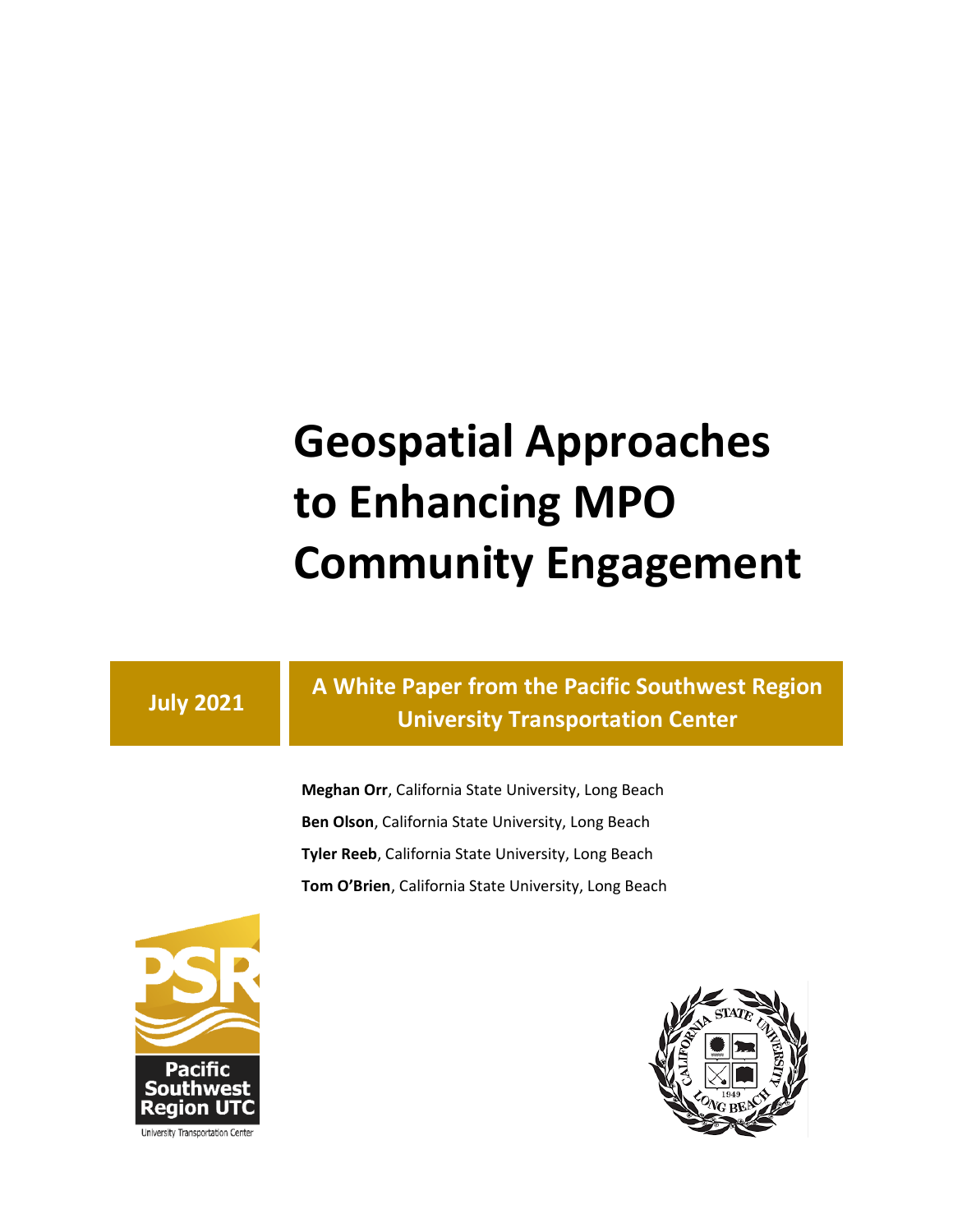# Geospatial Approaches to Enhancing MPO Community Engagement

**July 2021**

**A White Paper from the Pacific Southwest Region University Transportation Center**

**Meghan Orr**, California State University, Long Beach

**Ben Olson**, California State University, Long Beach

**Tyler Reeb**, California State University, Long Beach

**Tom O'Brien**, California State University, Long Beach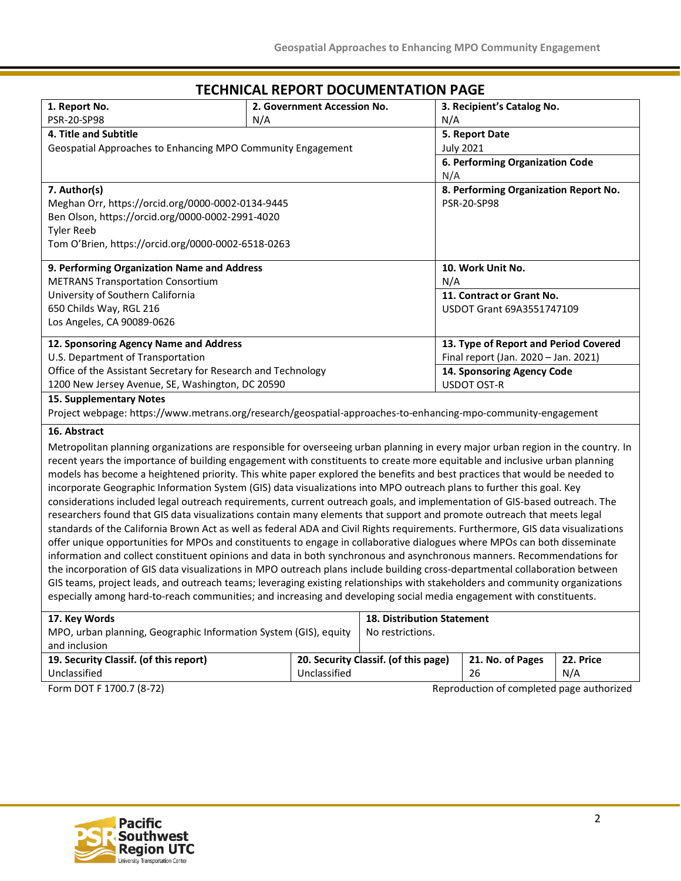# TECHNICAL REPORT DOCUMENTATION PAGE

| **1. Report No.** | **2. Government Accession No.** | **3. Recipient's Catalog No.** |
|---|---|---|
| PSR-20-SP98 | N/A | N/A |

| **4. Title and Subtitle** | **5. Report Date** |
|---|---|
| Geospatial Approaches to Enhancing MPO Community Engagement | July 2021 |
| | **6. Performing Organization Code**<br>N/A |
| **7. Author(s)**<br>Meghan Orr, https://orcid.org/0000-0002-0134-9445<br>Ben Olson, https://orcid.org/0000-0002-2991-4020<br>Tyler Reeb<br>Tom O'Brien, https://orcid.org/0000-0002-6518-0263 | **8. Performing Organization Report No.**<br>PSR-20-SP98 |
| **9. Performing Organization Name and Address**<br>METRANS Transportation Consortium<br>University of Southern California<br>650 Childs Way, RGL 216<br>Los Angeles, CA 90089-0626 | **10. Work Unit No.**<br>N/A<br>**11. Contract or Grant No.**<br>USDOT Grant 69A3551747109 |
| **12. Sponsoring Agency Name and Address**<br>U.S. Department of Transportation<br>Office of the Assistant Secretary for Research and Technology<br>1200 New Jersey Avenue, SE, Washington, DC 20590 | **13. Type of Report and Period Covered**<br>Final report (Jan. 2020 – Jan. 2021)<br>**14. Sponsoring Agency Code**<br>USDOT OST-R |

**15. Supplementary Notes**

Project webpage: https://www.metrans.org/research/geospatial-approaches-to-enhancing-mpo-community-engagement

**16. Abstract**

Metropolitan planning organizations are responsible for overseeing urban planning in every major urban region in the country. In recent years the importance of building engagement with constituents to create more equitable and inclusive urban planning models has become a heightened priority. This white paper explored the benefits and best practices that would be needed to incorporate Geographic Information System (GIS) data visualizations into MPO outreach plans to further this goal. Key considerations included legal outreach requirements, current outreach goals, and implementation of GIS-based outreach. The researchers found that GIS data visualizations contain many elements that support and promote outreach that meets legal standards of the California Brown Act as well as federal ADA and Civil Rights requirements. Furthermore, GIS data visualizations offer unique opportunities for MPOs and constituents to engage in collaborative dialogues where MPOs can both disseminate information and collect constituent opinions and data in both synchronous and asynchronous manners. Recommendations for the incorporation of GIS data visualizations in MPO outreach plans include building cross-departmental collaboration between GIS teams, project leads, and outreach teams; leveraging existing relationships with stakeholders and community organizations especially among hard-to-reach communities; and increasing and developing social media engagement with constituents.

| **17. Key Words** | **18. Distribution Statement** |
|---|---|
| MPO, urban planning, Geographic Information System (GIS), equity and inclusion | No restrictions. |

| **19. Security Classif. (of this report)** | **20. Security Classif. (of this page)** | **21. No. of Pages** | **22. Price** |
|---|---|---|---|
| Unclassified | Unclassified | 26 | N/A |

Form DOT F 1700.7 (8-72) Reproduction of completed page authorized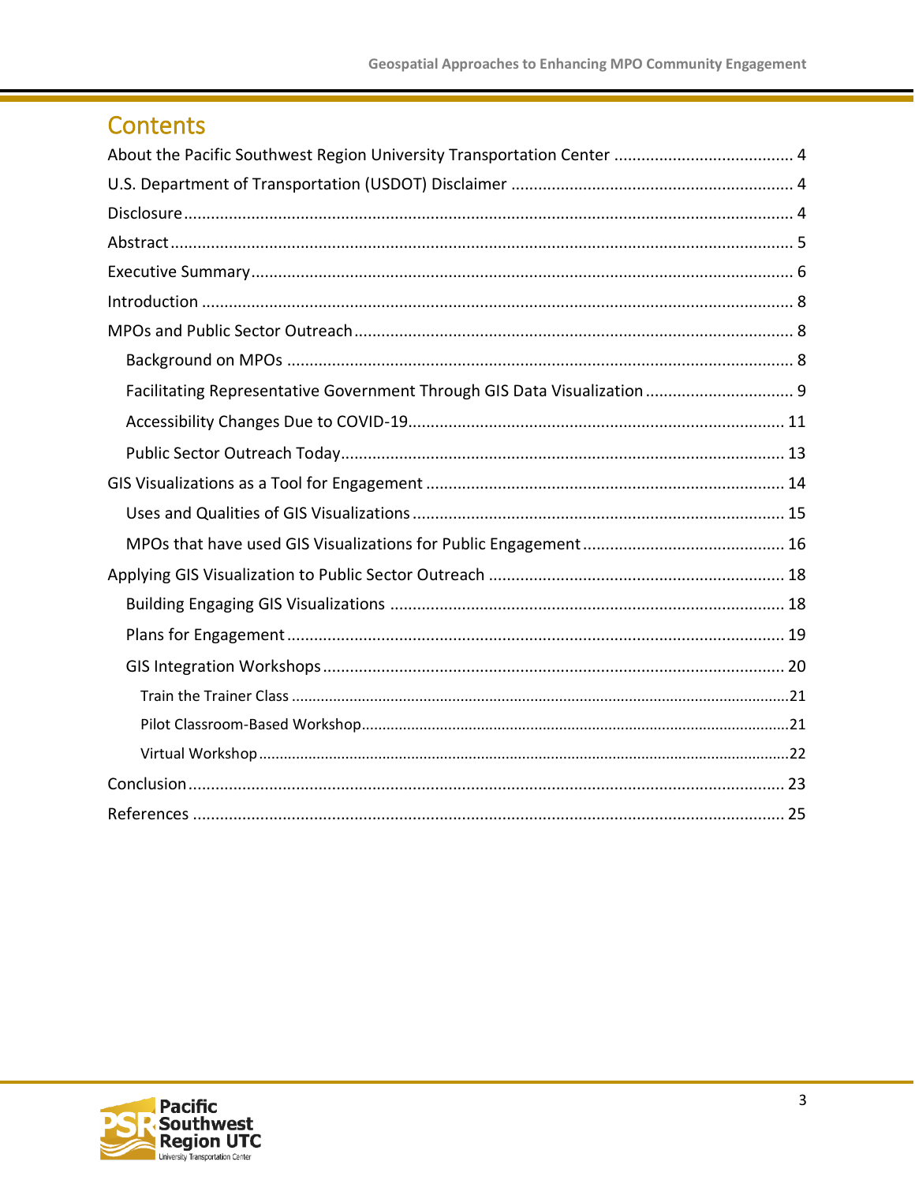# Contents

About the Pacific Southwest Region University Transportation Center .......................................... 4
U.S. Department of Transportation (USDOT) Disclaimer ............................................................... 4
Disclosure ........................................................................................................................................ 4
Abstract ........................................................................................................................................... 5
Executive Summary .......................................................................................................................... 6
Introduction ...................................................................................................................................... 8
MPOs and Public Sector Outreach .................................................................................................... 8
- Background on MPOs ..................................................................................................................... 8
- Facilitating Representative Government Through GIS Data Visualization ................................. 9
- Accessibility Changes Due to COVID-19 ....................................................................................... 11
- Public Sector Outreach Today ....................................................................................................... 13

GIS Visualizations as a Tool for Engagement ................................................................................... 14
- Uses and Qualities of GIS Visualizations ...................................................................................... 15
- MPOs that have used GIS Visualizations for Public Engagement ............................................... 16

Applying GIS Visualization to Public Sector Outreach ..................................................................... 18
- Building Engaging GIS Visualizations ........................................................................................... 18
- Plans for Engagement ................................................................................................................... 19
- GIS Integration Workshops ........................................................................................................... 20
  - Train the Trainer Class ............................................................................................................. 21
  - Pilot Classroom-Based Workshop ........................................................................................... 21
  - Virtual Workshop ..................................................................................................................... 22

Conclusion ........................................................................................................................................ 23
References ........................................................................................................................................ 25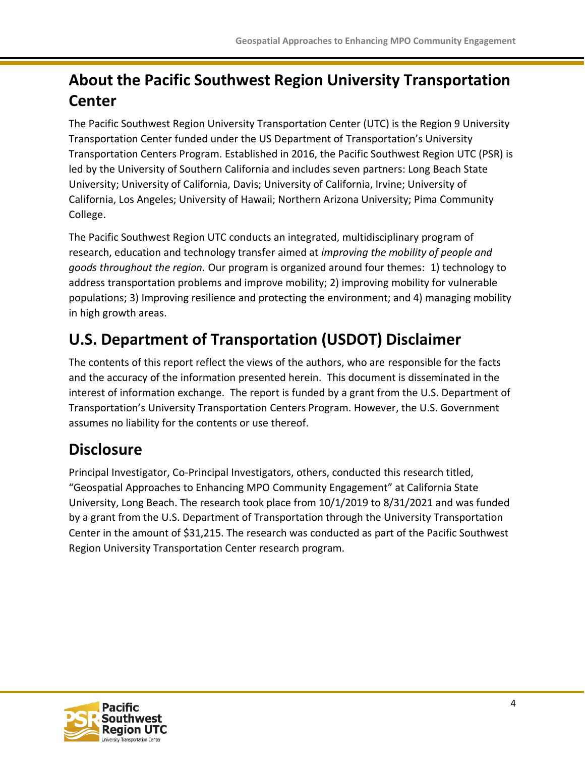## About the Pacific Southwest Region University Transportation Center

The Pacific Southwest Region University Transportation Center (UTC) is the Region 9 University Transportation Center funded under the US Department of Transportation's University Transportation Centers Program. Established in 2016, the Pacific Southwest Region UTC (PSR) is led by the University of Southern California and includes seven partners: Long Beach State University; University of California, Davis; University of California, Irvine; University of California, Los Angeles; University of Hawaii; Northern Arizona University; Pima Community College.

The Pacific Southwest Region UTC conducts an integrated, multidisciplinary program of research, education and technology transfer aimed at *improving the mobility of people and goods throughout the region.* Our program is organized around four themes: 1) technology to address transportation problems and improve mobility; 2) improving mobility for vulnerable populations; 3) Improving resilience and protecting the environment; and 4) managing mobility in high growth areas.

## U.S. Department of Transportation (USDOT) Disclaimer

The contents of this report reflect the views of the authors, who are responsible for the facts and the accuracy of the information presented herein. This document is disseminated in the interest of information exchange. The report is funded by a grant from the U.S. Department of Transportation's University Transportation Centers Program. However, the U.S. Government assumes no liability for the contents or use thereof.

## Disclosure

Principal Investigator, Co-Principal Investigators, others, conducted this research titled, "Geospatial Approaches to Enhancing MPO Community Engagement" at California State University, Long Beach. The research took place from 10/1/2019 to 8/31/2021 and was funded by a grant from the U.S. Department of Transportation through the University Transportation Center in the amount of $31,215. The research was conducted as part of the Pacific Southwest Region University Transportation Center research program.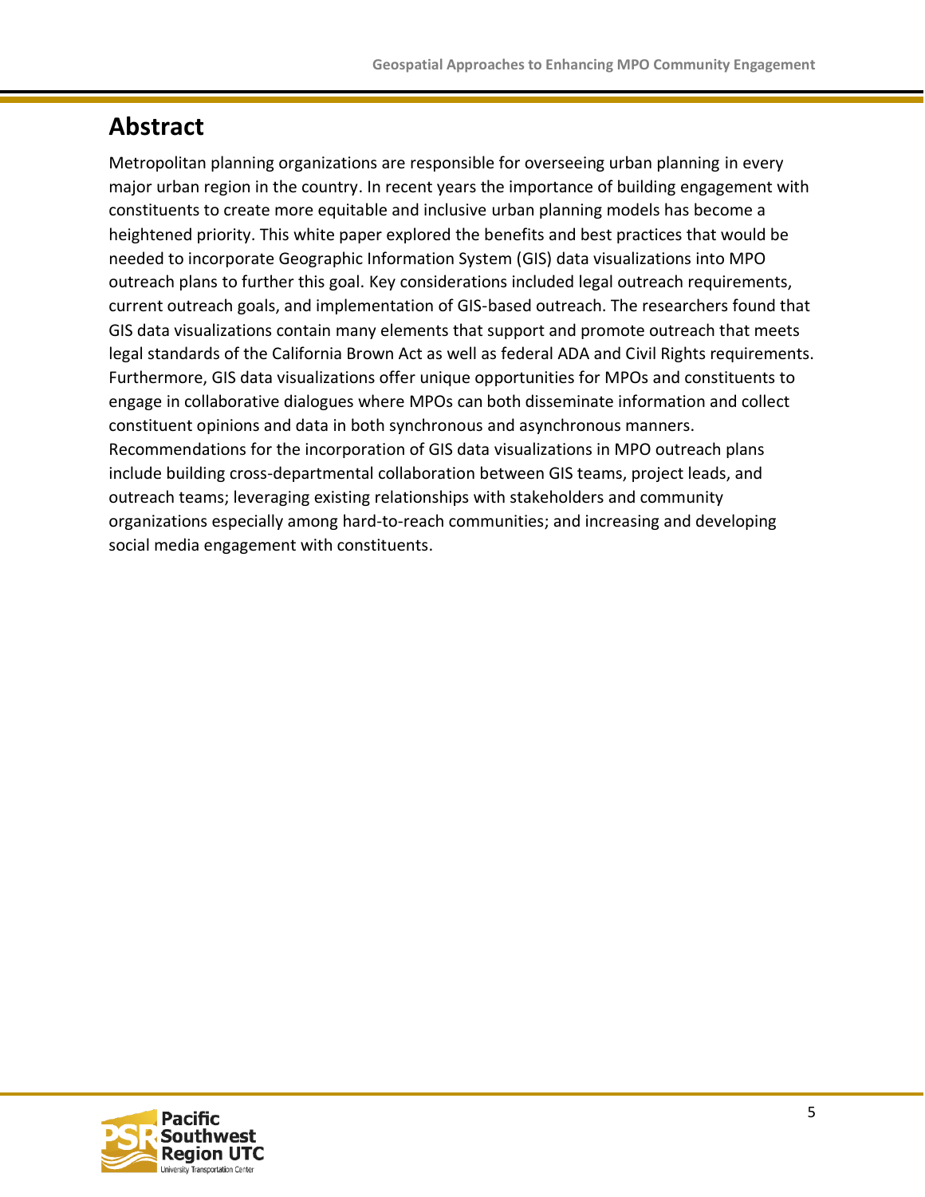# Abstract

Metropolitan planning organizations are responsible for overseeing urban planning in every major urban region in the country. In recent years the importance of building engagement with constituents to create more equitable and inclusive urban planning models has become a heightened priority. This white paper explored the benefits and best practices that would be needed to incorporate Geographic Information System (GIS) data visualizations into MPO outreach plans to further this goal. Key considerations included legal outreach requirements, current outreach goals, and implementation of GIS-based outreach. The researchers found that GIS data visualizations contain many elements that support and promote outreach that meets legal standards of the California Brown Act as well as federal ADA and Civil Rights requirements. Furthermore, GIS data visualizations offer unique opportunities for MPOs and constituents to engage in collaborative dialogues where MPOs can both disseminate information and collect constituent opinions and data in both synchronous and asynchronous manners. Recommendations for the incorporation of GIS data visualizations in MPO outreach plans include building cross-departmental collaboration between GIS teams, project leads, and outreach teams; leveraging existing relationships with stakeholders and community organizations especially among hard-to-reach communities; and increasing and developing social media engagement with constituents.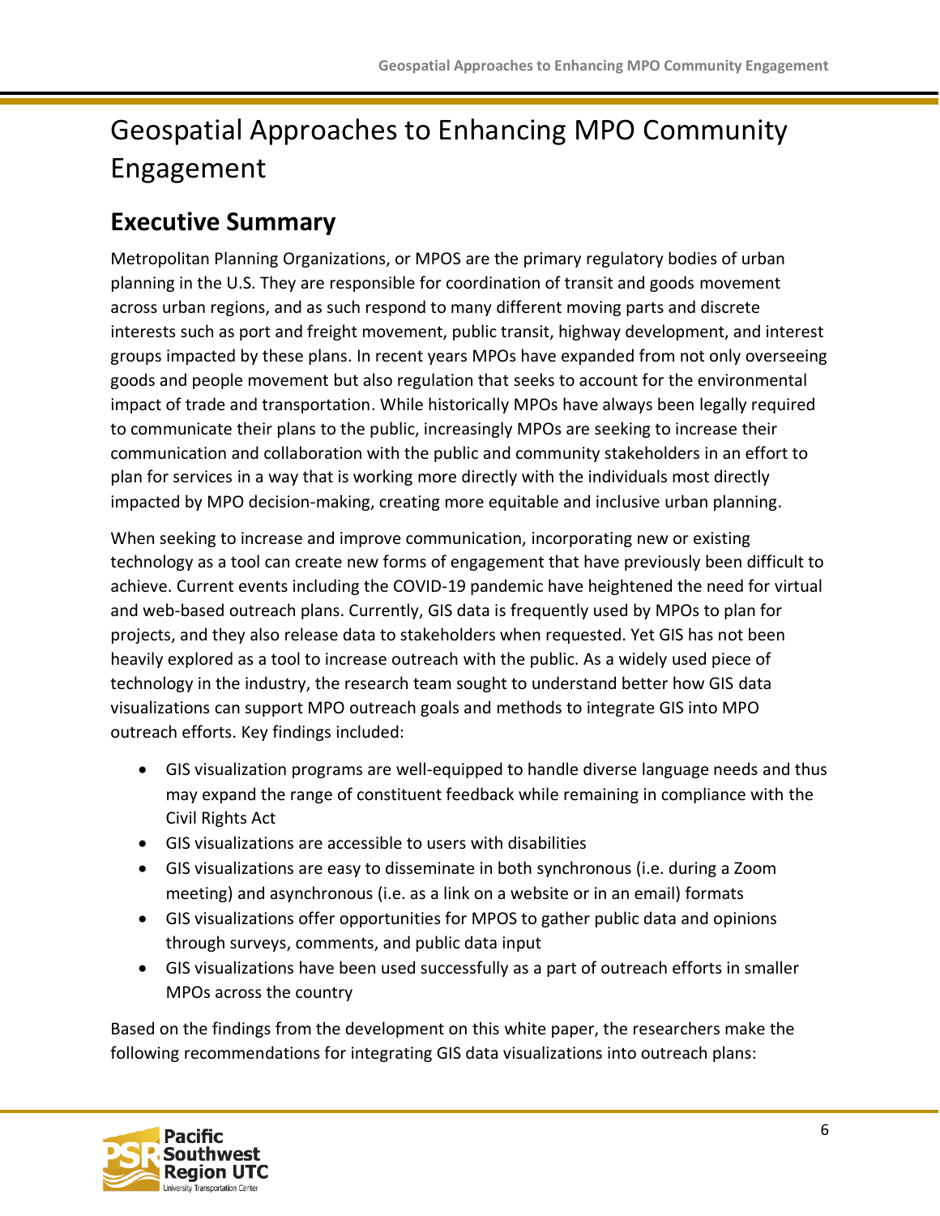# Geospatial Approaches to Enhancing MPO Community Engagement

## Executive Summary

Metropolitan Planning Organizations, or MPOS are the primary regulatory bodies of urban planning in the U.S. They are responsible for coordination of transit and goods movement across urban regions, and as such respond to many different moving parts and discrete interests such as port and freight movement, public transit, highway development, and interest groups impacted by these plans. In recent years MPOs have expanded from not only overseeing goods and people movement but also regulation that seeks to account for the environmental impact of trade and transportation. While historically MPOs have always been legally required to communicate their plans to the public, increasingly MPOs are seeking to increase their communication and collaboration with the public and community stakeholders in an effort to plan for services in a way that is working more directly with the individuals most directly impacted by MPO decision-making, creating more equitable and inclusive urban planning.

When seeking to increase and improve communication, incorporating new or existing technology as a tool can create new forms of engagement that have previously been difficult to achieve. Current events including the COVID-19 pandemic have heightened the need for virtual and web-based outreach plans. Currently, GIS data is frequently used by MPOs to plan for projects, and they also release data to stakeholders when requested. Yet GIS has not been heavily explored as a tool to increase outreach with the public. As a widely used piece of technology in the industry, the research team sought to understand better how GIS data visualizations can support MPO outreach goals and methods to integrate GIS into MPO outreach efforts. Key findings included:

- GIS visualization programs are well-equipped to handle diverse language needs and thus may expand the range of constituent feedback while remaining in compliance with the Civil Rights Act
- GIS visualizations are accessible to users with disabilities
- GIS visualizations are easy to disseminate in both synchronous (i.e. during a Zoom meeting) and asynchronous (i.e. as a link on a website or in an email) formats
- GIS visualizations offer opportunities for MPOS to gather public data and opinions through surveys, comments, and public data input
- GIS visualizations have been used successfully as a part of outreach efforts in smaller MPOs across the country

Based on the findings from the development on this white paper, the researchers make the following recommendations for integrating GIS data visualizations into outreach plans: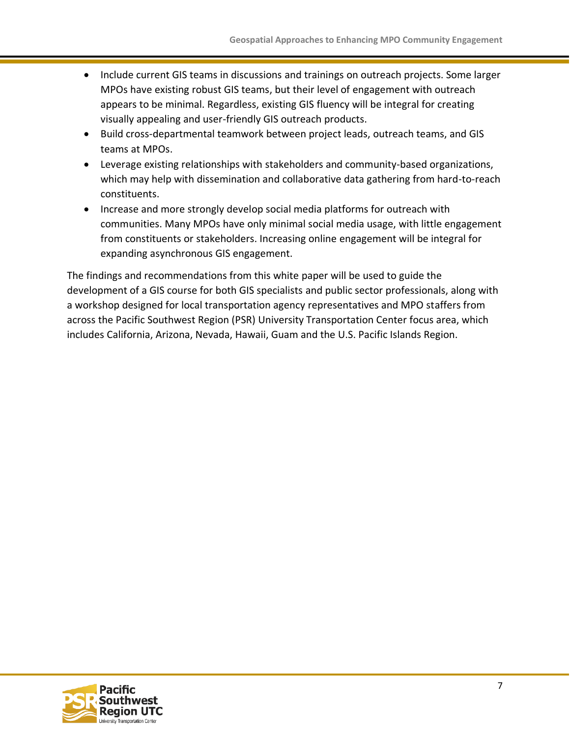- Include current GIS teams in discussions and trainings on outreach projects. Some larger MPOs have existing robust GIS teams, but their level of engagement with outreach appears to be minimal. Regardless, existing GIS fluency will be integral for creating visually appealing and user-friendly GIS outreach products.
- Build cross-departmental teamwork between project leads, outreach teams, and GIS teams at MPOs.
- Leverage existing relationships with stakeholders and community-based organizations, which may help with dissemination and collaborative data gathering from hard-to-reach constituents.
- Increase and more strongly develop social media platforms for outreach with communities. Many MPOs have only minimal social media usage, with little engagement from constituents or stakeholders. Increasing online engagement will be integral for expanding asynchronous GIS engagement.

The findings and recommendations from this white paper will be used to guide the development of a GIS course for both GIS specialists and public sector professionals, along with a workshop designed for local transportation agency representatives and MPO staffers from across the Pacific Southwest Region (PSR) University Transportation Center focus area, which includes California, Arizona, Nevada, Hawaii, Guam and the U.S. Pacific Islands Region.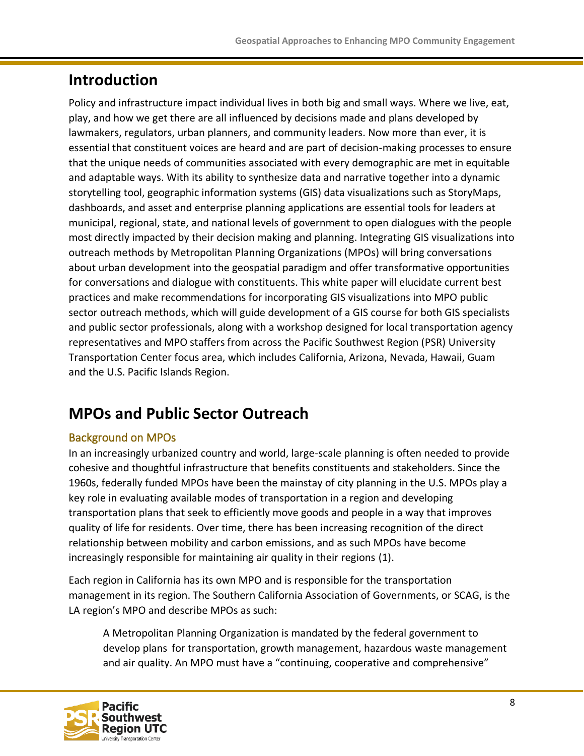## Introduction

Policy and infrastructure impact individual lives in both big and small ways. Where we live, eat, play, and how we get there are all influenced by decisions made and plans developed by lawmakers, regulators, urban planners, and community leaders. Now more than ever, it is essential that constituent voices are heard and are part of decision-making processes to ensure that the unique needs of communities associated with every demographic are met in equitable and adaptable ways. With its ability to synthesize data and narrative together into a dynamic storytelling tool, geographic information systems (GIS) data visualizations such as StoryMaps, dashboards, and asset and enterprise planning applications are essential tools for leaders at municipal, regional, state, and national levels of government to open dialogues with the people most directly impacted by their decision making and planning. Integrating GIS visualizations into outreach methods by Metropolitan Planning Organizations (MPOs) will bring conversations about urban development into the geospatial paradigm and offer transformative opportunities for conversations and dialogue with constituents. This white paper will elucidate current best practices and make recommendations for incorporating GIS visualizations into MPO public sector outreach methods, which will guide development of a GIS course for both GIS specialists and public sector professionals, along with a workshop designed for local transportation agency representatives and MPO staffers from across the Pacific Southwest Region (PSR) University Transportation Center focus area, which includes California, Arizona, Nevada, Hawaii, Guam and the U.S. Pacific Islands Region.

## MPOs and Public Sector Outreach

### Background on MPOs

In an increasingly urbanized country and world, large-scale planning is often needed to provide cohesive and thoughtful infrastructure that benefits constituents and stakeholders. Since the 1960s, federally funded MPOs have been the mainstay of city planning in the U.S. MPOs play a key role in evaluating available modes of transportation in a region and developing transportation plans that seek to efficiently move goods and people in a way that improves quality of life for residents. Over time, there has been increasing recognition of the direct relationship between mobility and carbon emissions, and as such MPOs have become increasingly responsible for maintaining air quality in their regions (1).

Each region in California has its own MPO and is responsible for the transportation management in its region. The Southern California Association of Governments, or SCAG, is the LA region's MPO and describe MPOs as such:

> A Metropolitan Planning Organization is mandated by the federal government to develop plans for transportation, growth management, hazardous waste management and air quality. An MPO must have a "continuing, cooperative and comprehensive"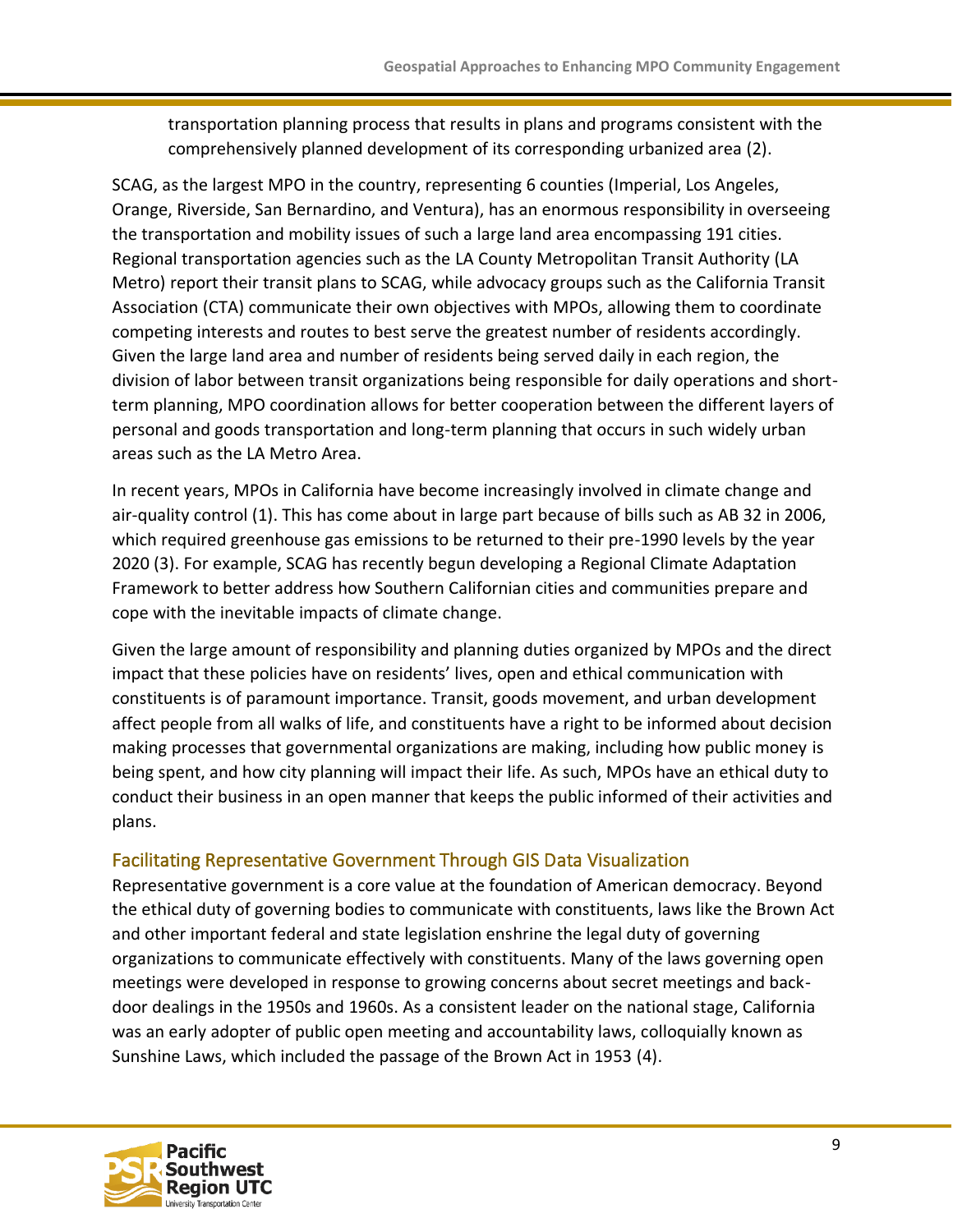transportation planning process that results in plans and programs consistent with the comprehensively planned development of its corresponding urbanized area (2).

SCAG, as the largest MPO in the country, representing 6 counties (Imperial, Los Angeles, Orange, Riverside, San Bernardino, and Ventura), has an enormous responsibility in overseeing the transportation and mobility issues of such a large land area encompassing 191 cities. Regional transportation agencies such as the LA County Metropolitan Transit Authority (LA Metro) report their transit plans to SCAG, while advocacy groups such as the California Transit Association (CTA) communicate their own objectives with MPOs, allowing them to coordinate competing interests and routes to best serve the greatest number of residents accordingly. Given the large land area and number of residents being served daily in each region, the division of labor between transit organizations being responsible for daily operations and short-term planning, MPO coordination allows for better cooperation between the different layers of personal and goods transportation and long-term planning that occurs in such widely urban areas such as the LA Metro Area.

In recent years, MPOs in California have become increasingly involved in climate change and air-quality control (1). This has come about in large part because of bills such as AB 32 in 2006, which required greenhouse gas emissions to be returned to their pre-1990 levels by the year 2020 (3). For example, SCAG has recently begun developing a Regional Climate Adaptation Framework to better address how Southern Californian cities and communities prepare and cope with the inevitable impacts of climate change.

Given the large amount of responsibility and planning duties organized by MPOs and the direct impact that these policies have on residents' lives, open and ethical communication with constituents is of paramount importance. Transit, goods movement, and urban development affect people from all walks of life, and constituents have a right to be informed about decision making processes that governmental organizations are making, including how public money is being spent, and how city planning will impact their life. As such, MPOs have an ethical duty to conduct their business in an open manner that keeps the public informed of their activities and plans.

## Facilitating Representative Government Through GIS Data Visualization

Representative government is a core value at the foundation of American democracy. Beyond the ethical duty of governing bodies to communicate with constituents, laws like the Brown Act and other important federal and state legislation enshrine the legal duty of governing organizations to communicate effectively with constituents. Many of the laws governing open meetings were developed in response to growing concerns about secret meetings and back-door dealings in the 1950s and 1960s. As a consistent leader on the national stage, California was an early adopter of public open meeting and accountability laws, colloquially known as Sunshine Laws, which included the passage of the Brown Act in 1953 (4).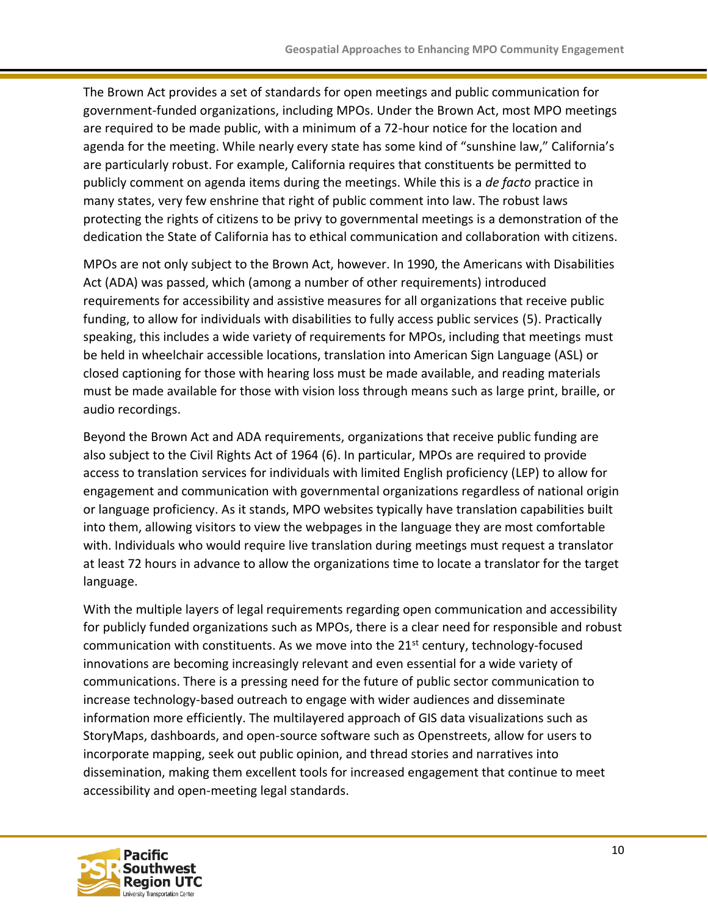The Brown Act provides a set of standards for open meetings and public communication for government-funded organizations, including MPOs. Under the Brown Act, most MPO meetings are required to be made public, with a minimum of a 72-hour notice for the location and agenda for the meeting. While nearly every state has some kind of "sunshine law," California's are particularly robust. For example, California requires that constituents be permitted to publicly comment on agenda items during the meetings. While this is a *de facto* practice in many states, very few enshrine that right of public comment into law. The robust laws protecting the rights of citizens to be privy to governmental meetings is a demonstration of the dedication the State of California has to ethical communication and collaboration with citizens.

MPOs are not only subject to the Brown Act, however. In 1990, the Americans with Disabilities Act (ADA) was passed, which (among a number of other requirements) introduced requirements for accessibility and assistive measures for all organizations that receive public funding, to allow for individuals with disabilities to fully access public services (5). Practically speaking, this includes a wide variety of requirements for MPOs, including that meetings must be held in wheelchair accessible locations, translation into American Sign Language (ASL) or closed captioning for those with hearing loss must be made available, and reading materials must be made available for those with vision loss through means such as large print, braille, or audio recordings.

Beyond the Brown Act and ADA requirements, organizations that receive public funding are also subject to the Civil Rights Act of 1964 (6). In particular, MPOs are required to provide access to translation services for individuals with limited English proficiency (LEP) to allow for engagement and communication with governmental organizations regardless of national origin or language proficiency. As it stands, MPO websites typically have translation capabilities built into them, allowing visitors to view the webpages in the language they are most comfortable with. Individuals who would require live translation during meetings must request a translator at least 72 hours in advance to allow the organizations time to locate a translator for the target language.

With the multiple layers of legal requirements regarding open communication and accessibility for publicly funded organizations such as MPOs, there is a clear need for responsible and robust communication with constituents. As we move into the 21st century, technology-focused innovations are becoming increasingly relevant and even essential for a wide variety of communications. There is a pressing need for the future of public sector communication to increase technology-based outreach to engage with wider audiences and disseminate information more efficiently. The multilayered approach of GIS data visualizations such as StoryMaps, dashboards, and open-source software such as Openstreets, allow for users to incorporate mapping, seek out public opinion, and thread stories and narratives into dissemination, making them excellent tools for increased engagement that continue to meet accessibility and open-meeting legal standards.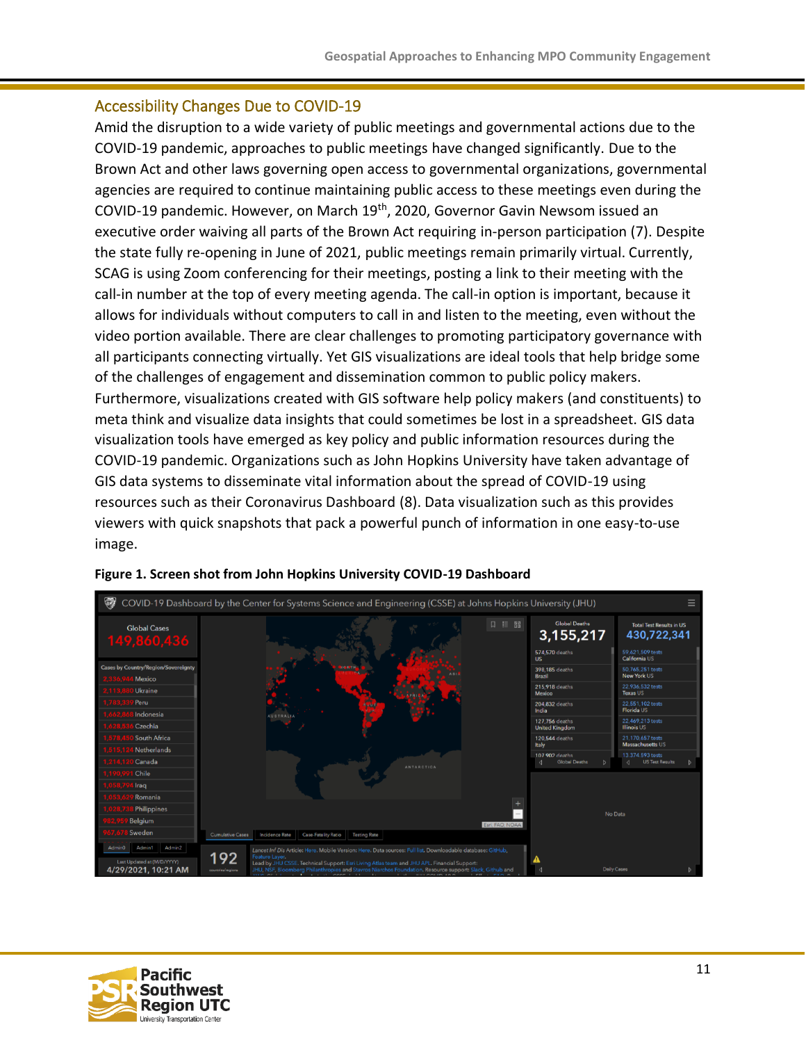## Accessibility Changes Due to COVID-19

Amid the disruption to a wide variety of public meetings and governmental actions due to the COVID-19 pandemic, approaches to public meetings have changed significantly. Due to the Brown Act and other laws governing open access to governmental organizations, governmental agencies are required to continue maintaining public access to these meetings even during the COVID-19 pandemic. However, on March 19th, 2020, Governor Gavin Newsom issued an executive order waiving all parts of the Brown Act requiring in-person participation (7). Despite the state fully re-opening in June of 2021, public meetings remain primarily virtual. Currently, SCAG is using Zoom conferencing for their meetings, posting a link to their meeting with the call-in number at the top of every meeting agenda. The call-in option is important, because it allows for individuals without computers to call in and listen to the meeting, even without the video portion available. There are clear challenges to promoting participatory governance with all participants connecting virtually. Yet GIS visualizations are ideal tools that help bridge some of the challenges of engagement and dissemination common to public policy makers. Furthermore, visualizations created with GIS software help policy makers (and constituents) to meta think and visualize data insights that could sometimes be lost in a spreadsheet. GIS data visualization tools have emerged as key policy and public information resources during the COVID-19 pandemic. Organizations such as John Hopkins University have taken advantage of GIS data systems to disseminate vital information about the spread of COVID-19 using resources such as their Coronavirus Dashboard (8). Data visualization such as this provides viewers with quick snapshots that pack a powerful punch of information in one easy-to-use image.

**Figure 1. Screen shot from John Hopkins University COVID-19 Dashboard**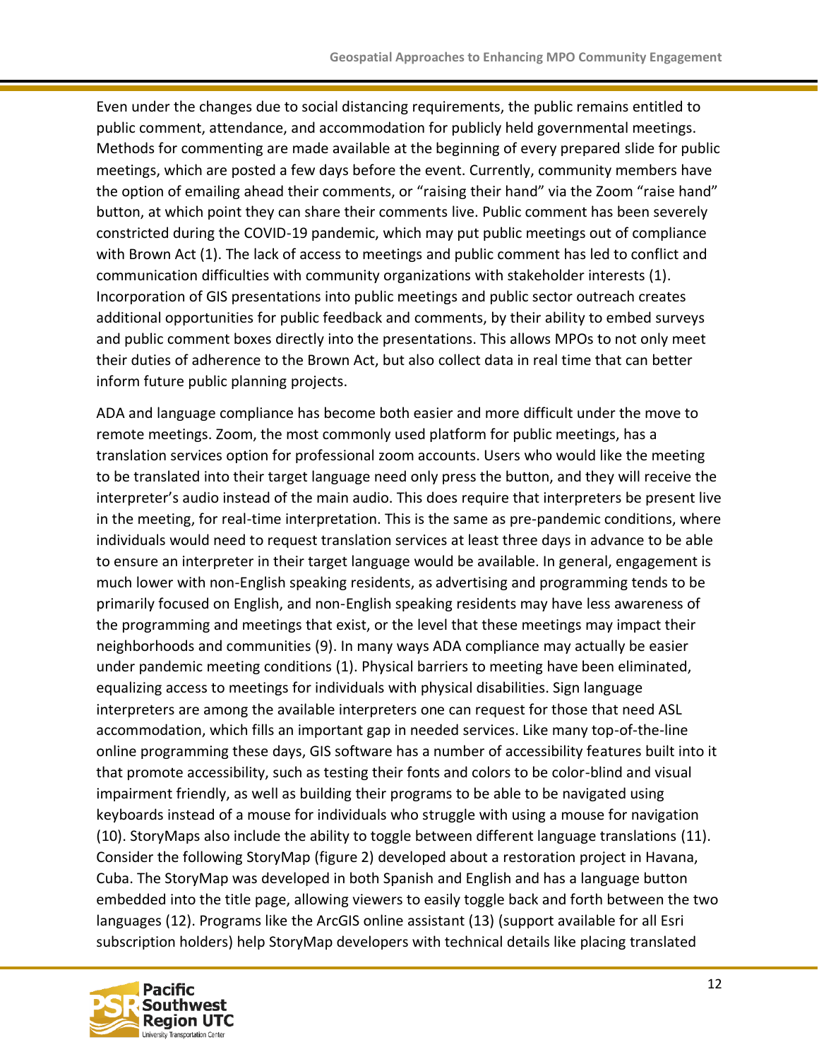Even under the changes due to social distancing requirements, the public remains entitled to public comment, attendance, and accommodation for publicly held governmental meetings. Methods for commenting are made available at the beginning of every prepared slide for public meetings, which are posted a few days before the event. Currently, community members have the option of emailing ahead their comments, or "raising their hand" via the Zoom "raise hand" button, at which point they can share their comments live. Public comment has been severely constricted during the COVID-19 pandemic, which may put public meetings out of compliance with Brown Act (1). The lack of access to meetings and public comment has led to conflict and communication difficulties with community organizations with stakeholder interests (1). Incorporation of GIS presentations into public meetings and public sector outreach creates additional opportunities for public feedback and comments, by their ability to embed surveys and public comment boxes directly into the presentations. This allows MPOs to not only meet their duties of adherence to the Brown Act, but also collect data in real time that can better inform future public planning projects.

ADA and language compliance has become both easier and more difficult under the move to remote meetings. Zoom, the most commonly used platform for public meetings, has a translation services option for professional zoom accounts. Users who would like the meeting to be translated into their target language need only press the button, and they will receive the interpreter's audio instead of the main audio. This does require that interpreters be present live in the meeting, for real-time interpretation. This is the same as pre-pandemic conditions, where individuals would need to request translation services at least three days in advance to be able to ensure an interpreter in their target language would be available. In general, engagement is much lower with non-English speaking residents, as advertising and programming tends to be primarily focused on English, and non-English speaking residents may have less awareness of the programming and meetings that exist, or the level that these meetings may impact their neighborhoods and communities (9). In many ways ADA compliance may actually be easier under pandemic meeting conditions (1). Physical barriers to meeting have been eliminated, equalizing access to meetings for individuals with physical disabilities. Sign language interpreters are among the available interpreters one can request for those that need ASL accommodation, which fills an important gap in needed services. Like many top-of-the-line online programming these days, GIS software has a number of accessibility features built into it that promote accessibility, such as testing their fonts and colors to be color-blind and visual impairment friendly, as well as building their programs to be able to be navigated using keyboards instead of a mouse for individuals who struggle with using a mouse for navigation (10). StoryMaps also include the ability to toggle between different language translations (11). Consider the following StoryMap (figure 2) developed about a restoration project in Havana, Cuba. The StoryMap was developed in both Spanish and English and has a language button embedded into the title page, allowing viewers to easily toggle back and forth between the two languages (12). Programs like the ArcGIS online assistant (13) (support available for all Esri subscription holders) help StoryMap developers with technical details like placing translated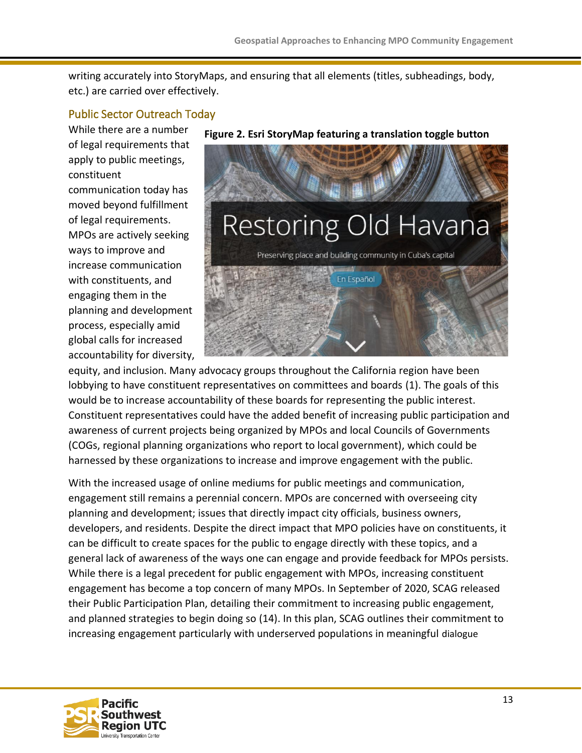writing accurately into StoryMaps, and ensuring that all elements (titles, subheadings, body, etc.) are carried over effectively.

## Public Sector Outreach Today

**Figure 2. Esri StoryMap featuring a translation toggle button**

While there are a number of legal requirements that apply to public meetings, constituent communication today has moved beyond fulfillment of legal requirements. MPOs are actively seeking ways to improve and increase communication with constituents, and engaging them in the planning and development process, especially amid global calls for increased accountability for diversity, equity, and inclusion. Many advocacy groups throughout the California region have been lobbying to have constituent representatives on committees and boards (1). The goals of this would be to increase accountability of these boards for representing the public interest. Constituent representatives could have the added benefit of increasing public participation and awareness of current projects being organized by MPOs and local Councils of Governments (COGs, regional planning organizations who report to local government), which could be harnessed by these organizations to increase and improve engagement with the public.

With the increased usage of online mediums for public meetings and communication, engagement still remains a perennial concern. MPOs are concerned with overseeing city planning and development; issues that directly impact city officials, business owners, developers, and residents. Despite the direct impact that MPO policies have on constituents, it can be difficult to create spaces for the public to engage directly with these topics, and a general lack of awareness of the ways one can engage and provide feedback for MPOs persists. While there is a legal precedent for public engagement with MPOs, increasing constituent engagement has become a top concern of many MPOs. In September of 2020, SCAG released their Public Participation Plan, detailing their commitment to increasing public engagement, and planned strategies to begin doing so (14). In this plan, SCAG outlines their commitment to increasing engagement particularly with underserved populations in meaningful dialogue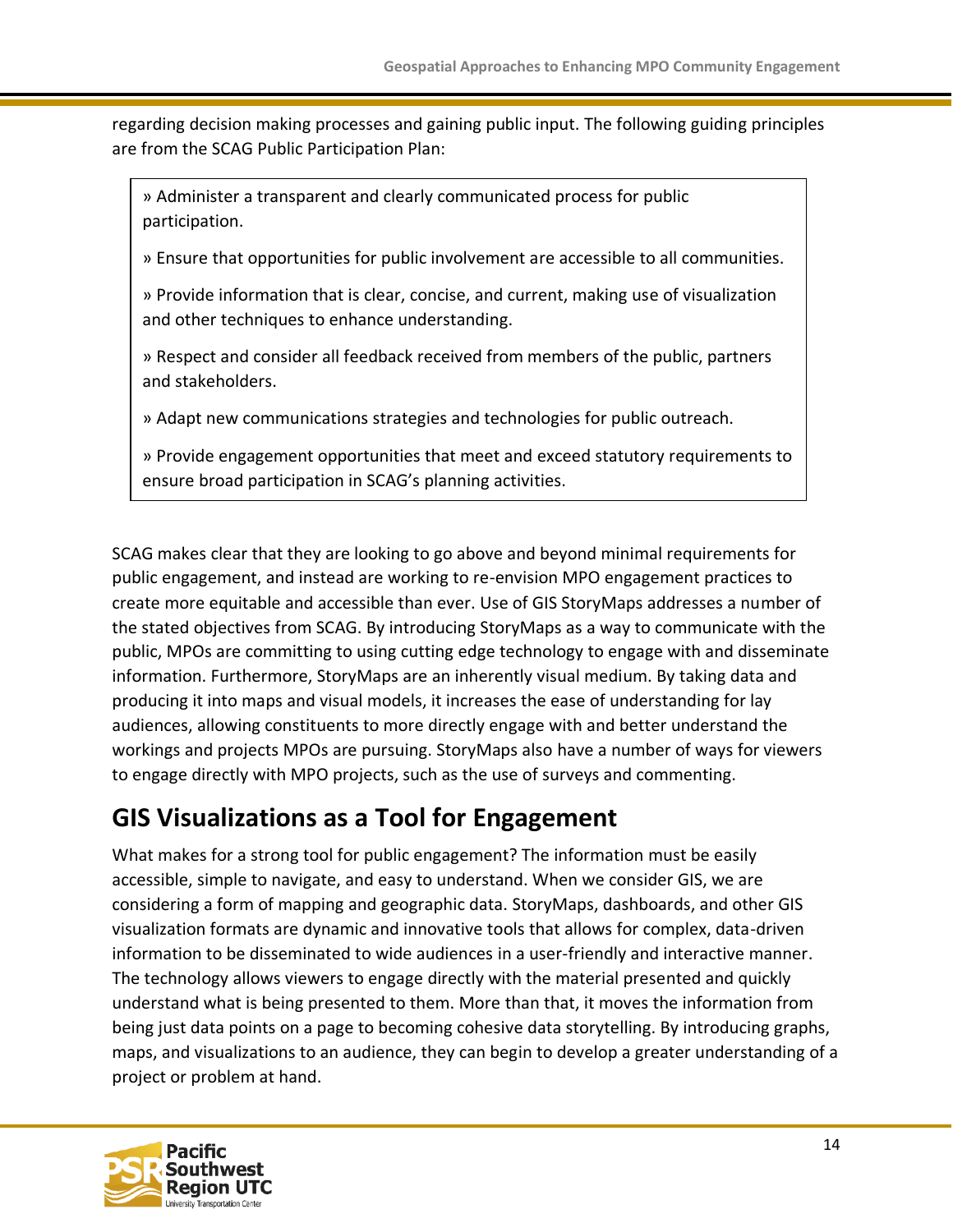regarding decision making processes and gaining public input. The following guiding principles are from the SCAG Public Participation Plan:

> » Administer a transparent and clearly communicated process for public participation.
>
> » Ensure that opportunities for public involvement are accessible to all communities.
>
> » Provide information that is clear, concise, and current, making use of visualization and other techniques to enhance understanding.
>
> » Respect and consider all feedback received from members of the public, partners and stakeholders.
>
> » Adapt new communications strategies and technologies for public outreach.
>
> » Provide engagement opportunities that meet and exceed statutory requirements to ensure broad participation in SCAG's planning activities.

SCAG makes clear that they are looking to go above and beyond minimal requirements for public engagement, and instead are working to re-envision MPO engagement practices to create more equitable and accessible than ever. Use of GIS StoryMaps addresses a number of the stated objectives from SCAG. By introducing StoryMaps as a way to communicate with the public, MPOs are committing to using cutting edge technology to engage with and disseminate information. Furthermore, StoryMaps are an inherently visual medium. By taking data and producing it into maps and visual models, it increases the ease of understanding for lay audiences, allowing constituents to more directly engage with and better understand the workings and projects MPOs are pursuing. StoryMaps also have a number of ways for viewers to engage directly with MPO projects, such as the use of surveys and commenting.

## GIS Visualizations as a Tool for Engagement

What makes for a strong tool for public engagement? The information must be easily accessible, simple to navigate, and easy to understand. When we consider GIS, we are considering a form of mapping and geographic data. StoryMaps, dashboards, and other GIS visualization formats are dynamic and innovative tools that allows for complex, data-driven information to be disseminated to wide audiences in a user-friendly and interactive manner. The technology allows viewers to engage directly with the material presented and quickly understand what is being presented to them. More than that, it moves the information from being just data points on a page to becoming cohesive data storytelling. By introducing graphs, maps, and visualizations to an audience, they can begin to develop a greater understanding of a project or problem at hand.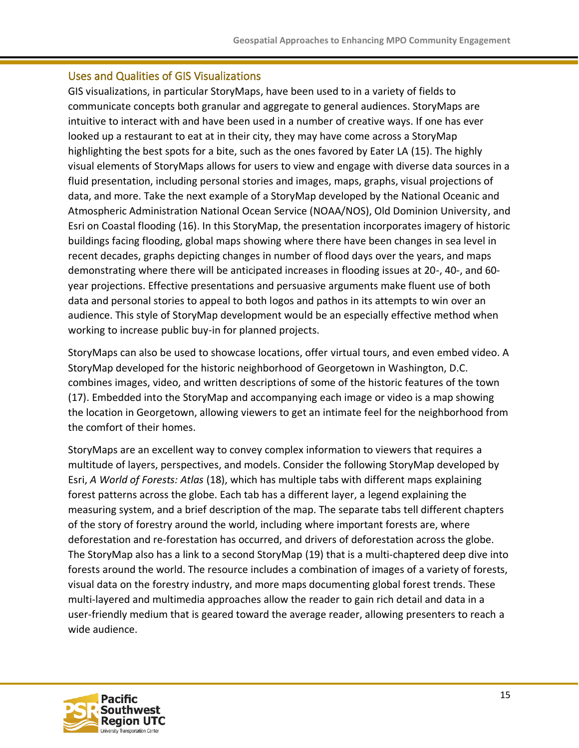## Uses and Qualities of GIS Visualizations

GIS visualizations, in particular StoryMaps, have been used to in a variety of fields to communicate concepts both granular and aggregate to general audiences. StoryMaps are intuitive to interact with and have been used in a number of creative ways. If one has ever looked up a restaurant to eat at in their city, they may have come across a StoryMap highlighting the best spots for a bite, such as the ones favored by Eater LA (15). The highly visual elements of StoryMaps allows for users to view and engage with diverse data sources in a fluid presentation, including personal stories and images, maps, graphs, visual projections of data, and more. Take the next example of a StoryMap developed by the National Oceanic and Atmospheric Administration National Ocean Service (NOAA/NOS), Old Dominion University, and Esri on Coastal flooding (16). In this StoryMap, the presentation incorporates imagery of historic buildings facing flooding, global maps showing where there have been changes in sea level in recent decades, graphs depicting changes in number of flood days over the years, and maps demonstrating where there will be anticipated increases in flooding issues at 20-, 40-, and 60-year projections. Effective presentations and persuasive arguments make fluent use of both data and personal stories to appeal to both logos and pathos in its attempts to win over an audience. This style of StoryMap development would be an especially effective method when working to increase public buy-in for planned projects.

StoryMaps can also be used to showcase locations, offer virtual tours, and even embed video. A StoryMap developed for the historic neighborhood of Georgetown in Washington, D.C. combines images, video, and written descriptions of some of the historic features of the town (17). Embedded into the StoryMap and accompanying each image or video is a map showing the location in Georgetown, allowing viewers to get an intimate feel for the neighborhood from the comfort of their homes.

StoryMaps are an excellent way to convey complex information to viewers that requires a multitude of layers, perspectives, and models. Consider the following StoryMap developed by Esri, *A World of Forests: Atlas* (18), which has multiple tabs with different maps explaining forest patterns across the globe. Each tab has a different layer, a legend explaining the measuring system, and a brief description of the map. The separate tabs tell different chapters of the story of forestry around the world, including where important forests are, where deforestation and re-forestation has occurred, and drivers of deforestation across the globe. The StoryMap also has a link to a second StoryMap (19) that is a multi-chaptered deep dive into forests around the world. The resource includes a combination of images of a variety of forests, visual data on the forestry industry, and more maps documenting global forest trends. These multi-layered and multimedia approaches allow the reader to gain rich detail and data in a user-friendly medium that is geared toward the average reader, allowing presenters to reach a wide audience.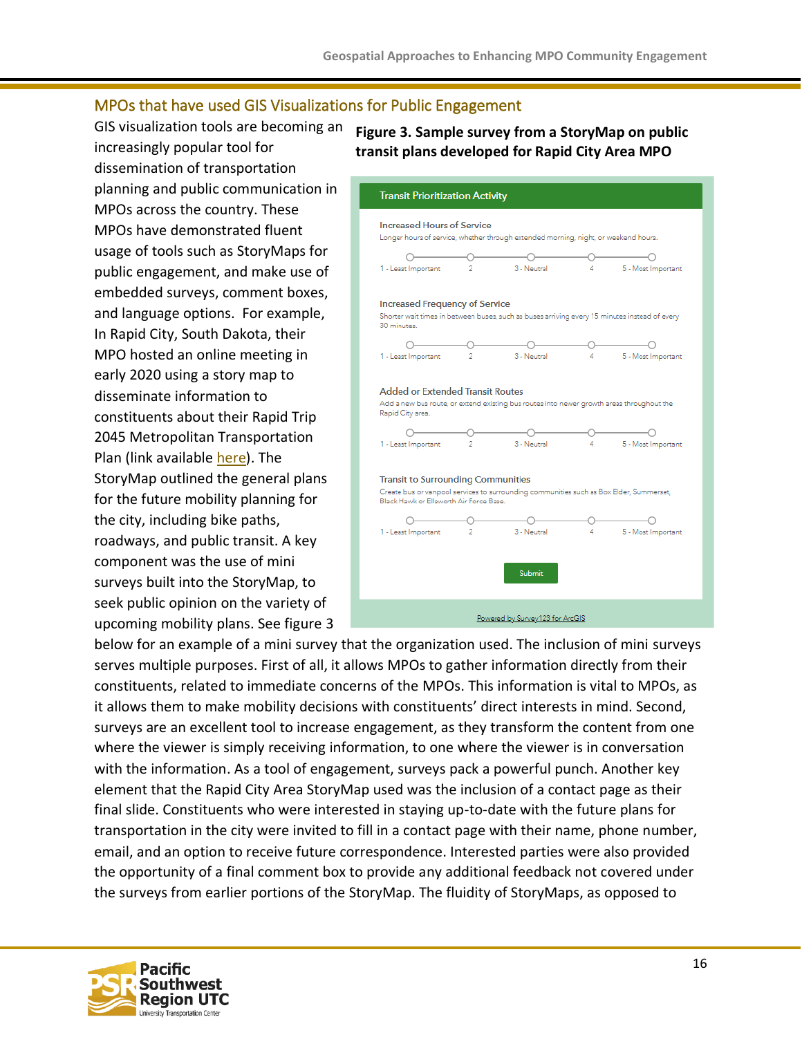## MPOs that have used GIS Visualizations for Public Engagement

GIS visualization tools are becoming an increasingly popular tool for dissemination of transportation planning and public communication in MPOs across the country. These MPOs have demonstrated fluent usage of tools such as StoryMaps for public engagement, and make use of embedded surveys, comment boxes, and language options. For example, In Rapid City, South Dakota, their MPO hosted an online meeting in early 2020 using a story map to disseminate information to constituents about their Rapid Trip 2045 Metropolitan Transportation Plan (link available here). The StoryMap outlined the general plans for the future mobility planning for the city, including bike paths, roadways, and public transit. A key component was the use of mini surveys built into the StoryMap, to seek public opinion on the variety of upcoming mobility plans. See figure 3 below for an example of a mini survey that the organization used. The inclusion of mini surveys serves multiple purposes. First of all, it allows MPOs to gather information directly from their constituents, related to immediate concerns of the MPOs. This information is vital to MPOs, as it allows them to make mobility decisions with constituents' direct interests in mind. Second, surveys are an excellent tool to increase engagement, as they transform the content from one where the viewer is simply receiving information, to one where the viewer is in conversation with the information. As a tool of engagement, surveys pack a powerful punch. Another key element that the Rapid City Area StoryMap used was the inclusion of a contact page as their final slide. Constituents who were interested in staying up-to-date with the future plans for transportation in the city were invited to fill in a contact page with their name, phone number, email, and an option to receive future correspondence. Interested parties were also provided the opportunity of a final comment box to provide any additional feedback not covered under the surveys from earlier portions of the StoryMap. The fluidity of StoryMaps, as opposed to

**Figure 3. Sample survey from a StoryMap on public transit plans developed for Rapid City Area MPO**

**Transit Prioritization Activity**

**Increased Hours of Service**
Longer hours of service, whether through extended morning, night, or weekend hours.
1 - Least Important | 2 | 3 - Neutral | 4 | 5 - Most Important

**Increased Frequency of Service**
Shorter wait times in between buses, such as buses arriving every 15 minutes instead of every 30 minutes.
1 - Least Important | 2 | 3 - Neutral | 4 | 5 - Most Important

**Added or Extended Transit Routes**
Add a new bus route, or extend existing bus routes into newer growth areas throughout the Rapid City area.
1 - Least Important | 2 | 3 - Neutral | 4 | 5 - Most Important

**Transit to Surrounding Communities**
Create bus or vanpool services to surrounding communities such as Box Elder, Summerset, Black Hawk or Ellsworth Air Force Base.
1 - Least Important | 2 | 3 - Neutral | 4 | 5 - Most Important

Submit

Powered by Survey123 for ArcGIS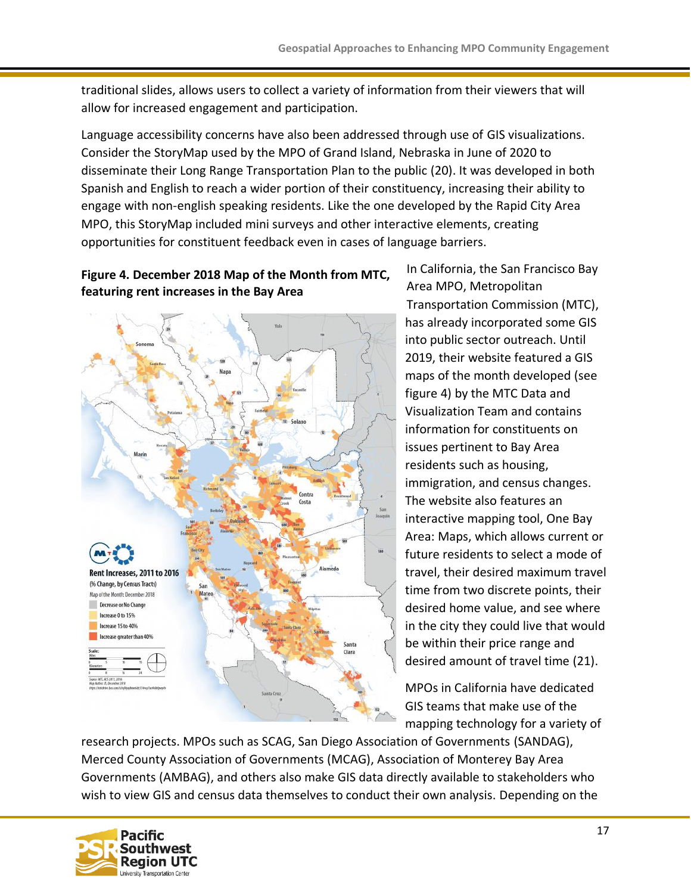traditional slides, allows users to collect a variety of information from their viewers that will allow for increased engagement and participation.

Language accessibility concerns have also been addressed through use of GIS visualizations. Consider the StoryMap used by the MPO of Grand Island, Nebraska in June of 2020 to disseminate their Long Range Transportation Plan to the public (20). It was developed in both Spanish and English to reach a wider portion of their constituency, increasing their ability to engage with non-english speaking residents. Like the one developed by the Rapid City Area MPO, this StoryMap included mini surveys and other interactive elements, creating opportunities for constituent feedback even in cases of language barriers.

**Figure 4. December 2018 Map of the Month from MTC, featuring rent increases in the Bay Area**

In California, the San Francisco Bay Area MPO, Metropolitan Transportation Commission (MTC), has already incorporated some GIS into public sector outreach. Until 2019, their website featured a GIS maps of the month developed (see figure 4) by the MTC Data and Visualization Team and contains information for constituents on issues pertinent to Bay Area residents such as housing, immigration, and census changes. The website also features an interactive mapping tool, One Bay Area: Maps, which allows current or future residents to select a mode of travel, their desired maximum travel time from two discrete points, their desired home value, and see where in the city they could live that would be within their price range and desired amount of travel time (21).

MPOs in California have dedicated GIS teams that make use of the mapping technology for a variety of research projects. MPOs such as SCAG, San Diego Association of Governments (SANDAG), Merced County Association of Governments (MCAG), Association of Monterey Bay Area Governments (AMBAG), and others also make GIS data directly available to stakeholders who wish to view GIS and census data themselves to conduct their own analysis. Depending on the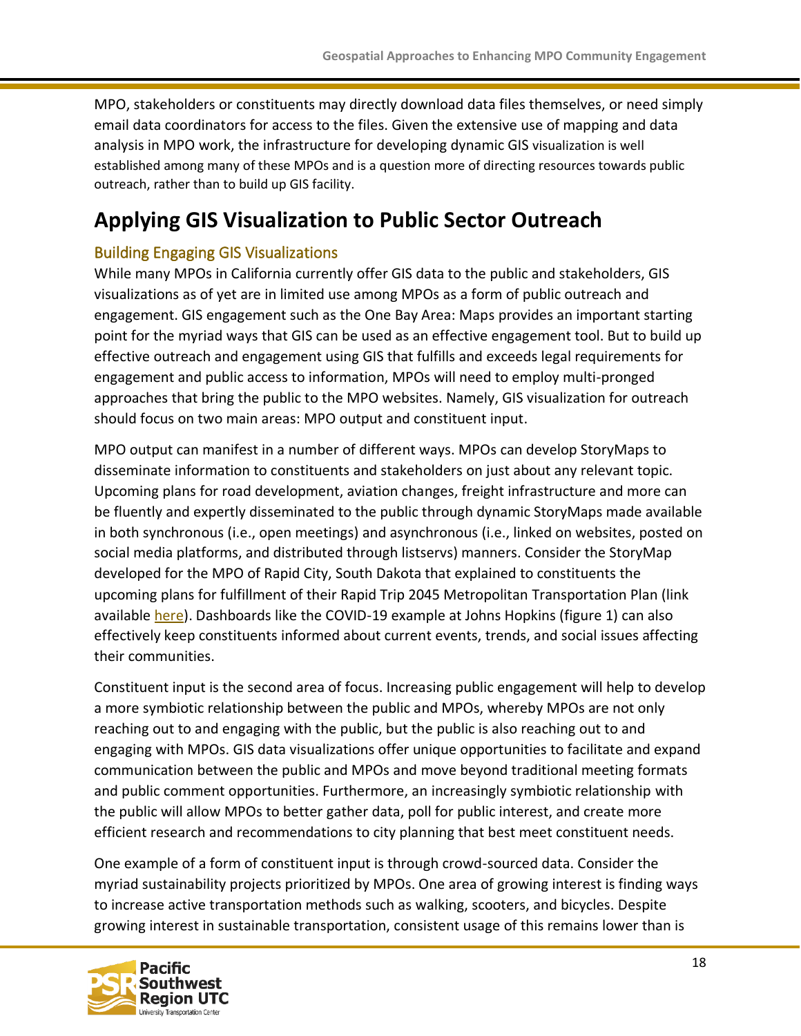MPO, stakeholders or constituents may directly download data files themselves, or need simply email data coordinators for access to the files. Given the extensive use of mapping and data analysis in MPO work, the infrastructure for developing dynamic GIS visualization is well established among many of these MPOs and is a question more of directing resources towards public outreach, rather than to build up GIS facility.

# Applying GIS Visualization to Public Sector Outreach

## Building Engaging GIS Visualizations

While many MPOs in California currently offer GIS data to the public and stakeholders, GIS visualizations as of yet are in limited use among MPOs as a form of public outreach and engagement. GIS engagement such as the One Bay Area: Maps provides an important starting point for the myriad ways that GIS can be used as an effective engagement tool. But to build up effective outreach and engagement using GIS that fulfills and exceeds legal requirements for engagement and public access to information, MPOs will need to employ multi-pronged approaches that bring the public to the MPO websites. Namely, GIS visualization for outreach should focus on two main areas: MPO output and constituent input.

MPO output can manifest in a number of different ways. MPOs can develop StoryMaps to disseminate information to constituents and stakeholders on just about any relevant topic. Upcoming plans for road development, aviation changes, freight infrastructure and more can be fluently and expertly disseminated to the public through dynamic StoryMaps made available in both synchronous (i.e., open meetings) and asynchronous (i.e., linked on websites, posted on social media platforms, and distributed through listservs) manners. Consider the StoryMap developed for the MPO of Rapid City, South Dakota that explained to constituents the upcoming plans for fulfillment of their Rapid Trip 2045 Metropolitan Transportation Plan (link available here). Dashboards like the COVID-19 example at Johns Hopkins (figure 1) can also effectively keep constituents informed about current events, trends, and social issues affecting their communities.

Constituent input is the second area of focus. Increasing public engagement will help to develop a more symbiotic relationship between the public and MPOs, whereby MPOs are not only reaching out to and engaging with the public, but the public is also reaching out to and engaging with MPOs. GIS data visualizations offer unique opportunities to facilitate and expand communication between the public and MPOs and move beyond traditional meeting formats and public comment opportunities. Furthermore, an increasingly symbiotic relationship with the public will allow MPOs to better gather data, poll for public interest, and create more efficient research and recommendations to city planning that best meet constituent needs.

One example of a form of constituent input is through crowd-sourced data. Consider the myriad sustainability projects prioritized by MPOs. One area of growing interest is finding ways to increase active transportation methods such as walking, scooters, and bicycles. Despite growing interest in sustainable transportation, consistent usage of this remains lower than is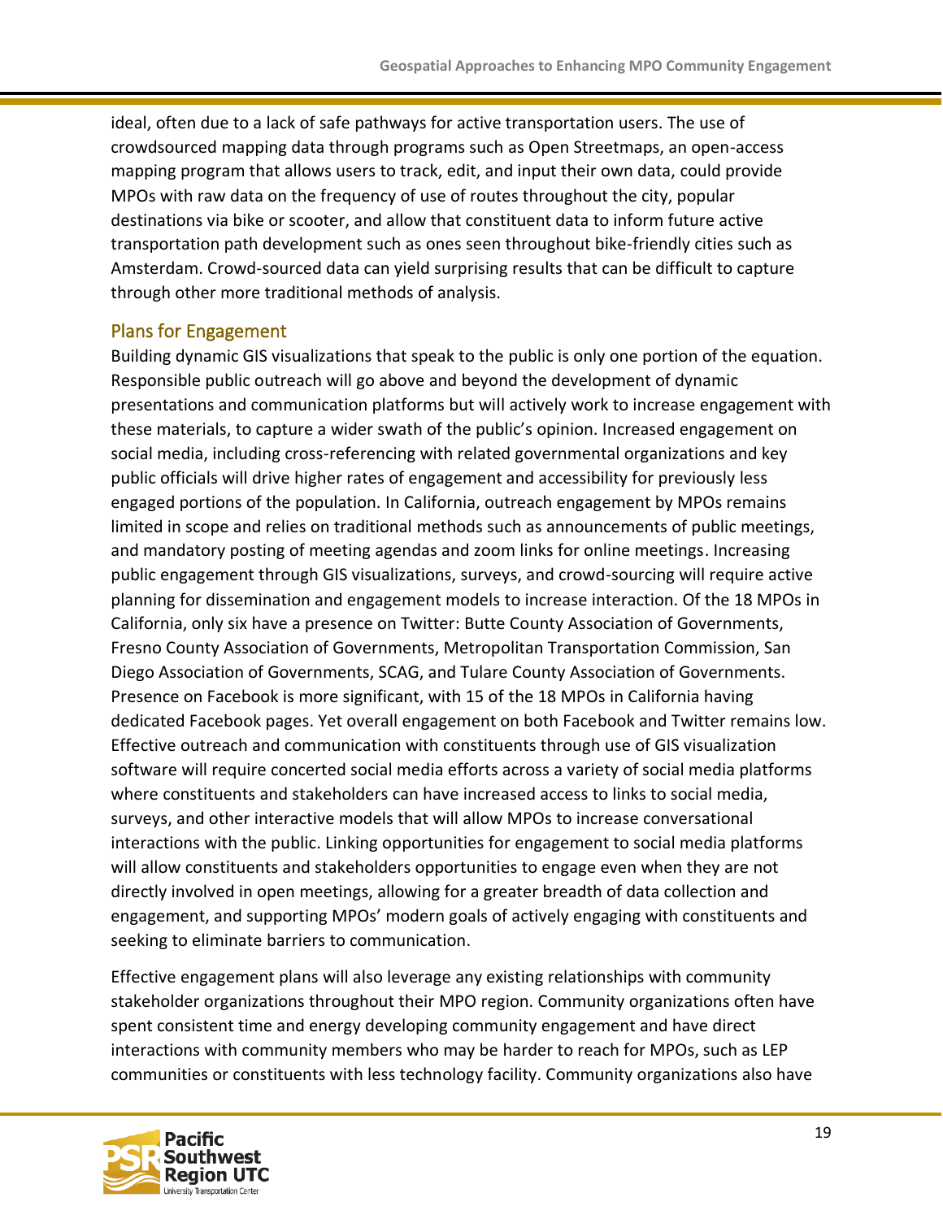ideal, often due to a lack of safe pathways for active transportation users. The use of crowdsourced mapping data through programs such as Open Streetmaps, an open-access mapping program that allows users to track, edit, and input their own data, could provide MPOs with raw data on the frequency of use of routes throughout the city, popular destinations via bike or scooter, and allow that constituent data to inform future active transportation path development such as ones seen throughout bike-friendly cities such as Amsterdam. Crowd-sourced data can yield surprising results that can be difficult to capture through other more traditional methods of analysis.

## Plans for Engagement

Building dynamic GIS visualizations that speak to the public is only one portion of the equation. Responsible public outreach will go above and beyond the development of dynamic presentations and communication platforms but will actively work to increase engagement with these materials, to capture a wider swath of the public's opinion. Increased engagement on social media, including cross-referencing with related governmental organizations and key public officials will drive higher rates of engagement and accessibility for previously less engaged portions of the population. In California, outreach engagement by MPOs remains limited in scope and relies on traditional methods such as announcements of public meetings, and mandatory posting of meeting agendas and zoom links for online meetings. Increasing public engagement through GIS visualizations, surveys, and crowd-sourcing will require active planning for dissemination and engagement models to increase interaction. Of the 18 MPOs in California, only six have a presence on Twitter: Butte County Association of Governments, Fresno County Association of Governments, Metropolitan Transportation Commission, San Diego Association of Governments, SCAG, and Tulare County Association of Governments. Presence on Facebook is more significant, with 15 of the 18 MPOs in California having dedicated Facebook pages. Yet overall engagement on both Facebook and Twitter remains low. Effective outreach and communication with constituents through use of GIS visualization software will require concerted social media efforts across a variety of social media platforms where constituents and stakeholders can have increased access to links to social media, surveys, and other interactive models that will allow MPOs to increase conversational interactions with the public. Linking opportunities for engagement to social media platforms will allow constituents and stakeholders opportunities to engage even when they are not directly involved in open meetings, allowing for a greater breadth of data collection and engagement, and supporting MPOs' modern goals of actively engaging with constituents and seeking to eliminate barriers to communication.

Effective engagement plans will also leverage any existing relationships with community stakeholder organizations throughout their MPO region. Community organizations often have spent consistent time and energy developing community engagement and have direct interactions with community members who may be harder to reach for MPOs, such as LEP communities or constituents with less technology facility. Community organizations also have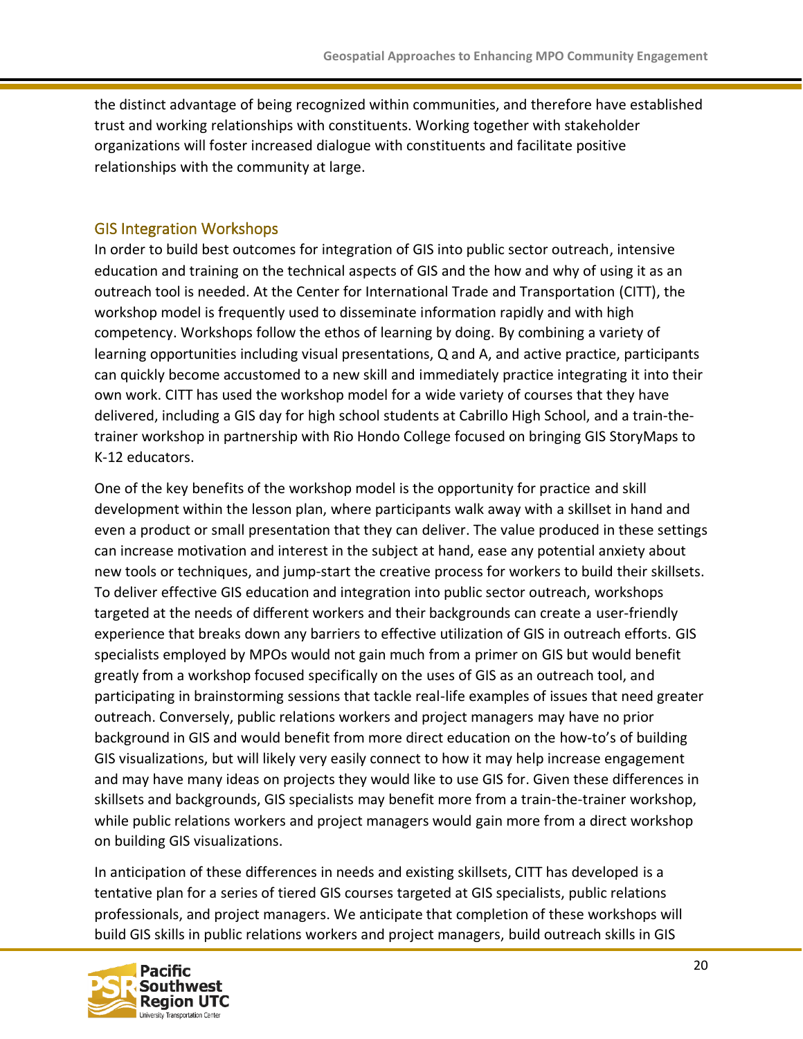the distinct advantage of being recognized within communities, and therefore have established trust and working relationships with constituents. Working together with stakeholder organizations will foster increased dialogue with constituents and facilitate positive relationships with the community at large.

## GIS Integration Workshops

In order to build best outcomes for integration of GIS into public sector outreach, intensive education and training on the technical aspects of GIS and the how and why of using it as an outreach tool is needed. At the Center for International Trade and Transportation (CITT), the workshop model is frequently used to disseminate information rapidly and with high competency. Workshops follow the ethos of learning by doing. By combining a variety of learning opportunities including visual presentations, Q and A, and active practice, participants can quickly become accustomed to a new skill and immediately practice integrating it into their own work. CITT has used the workshop model for a wide variety of courses that they have delivered, including a GIS day for high school students at Cabrillo High School, and a train-the-trainer workshop in partnership with Rio Hondo College focused on bringing GIS StoryMaps to K-12 educators.

One of the key benefits of the workshop model is the opportunity for practice and skill development within the lesson plan, where participants walk away with a skillset in hand and even a product or small presentation that they can deliver. The value produced in these settings can increase motivation and interest in the subject at hand, ease any potential anxiety about new tools or techniques, and jump-start the creative process for workers to build their skillsets. To deliver effective GIS education and integration into public sector outreach, workshops targeted at the needs of different workers and their backgrounds can create a user-friendly experience that breaks down any barriers to effective utilization of GIS in outreach efforts. GIS specialists employed by MPOs would not gain much from a primer on GIS but would benefit greatly from a workshop focused specifically on the uses of GIS as an outreach tool, and participating in brainstorming sessions that tackle real-life examples of issues that need greater outreach. Conversely, public relations workers and project managers may have no prior background in GIS and would benefit from more direct education on the how-to's of building GIS visualizations, but will likely very easily connect to how it may help increase engagement and may have many ideas on projects they would like to use GIS for. Given these differences in skillsets and backgrounds, GIS specialists may benefit more from a train-the-trainer workshop, while public relations workers and project managers would gain more from a direct workshop on building GIS visualizations.

In anticipation of these differences in needs and existing skillsets, CITT has developed is a tentative plan for a series of tiered GIS courses targeted at GIS specialists, public relations professionals, and project managers. We anticipate that completion of these workshops will build GIS skills in public relations workers and project managers, build outreach skills in GIS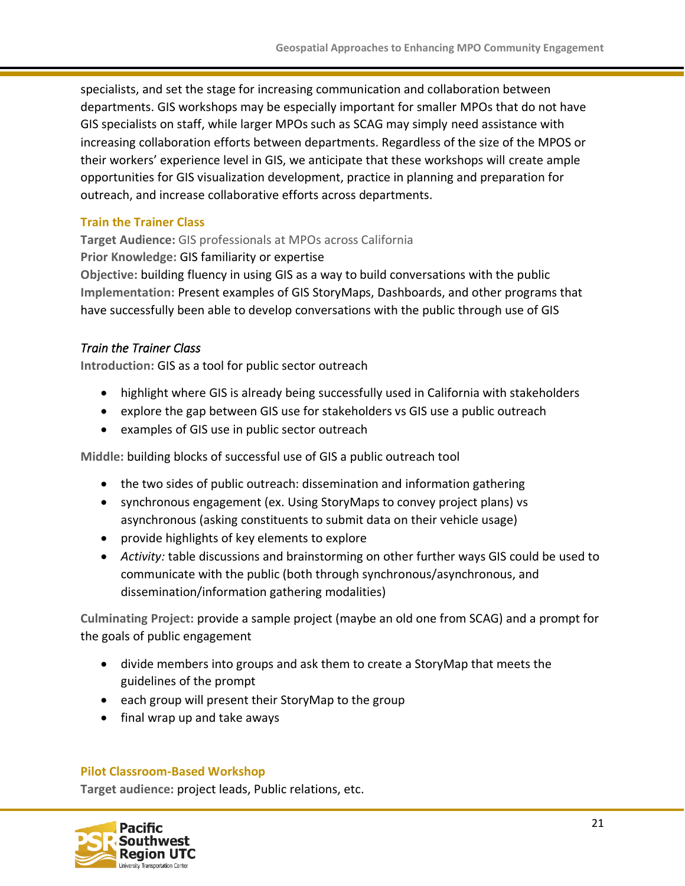specialists, and set the stage for increasing communication and collaboration between departments. GIS workshops may be especially important for smaller MPOs that do not have GIS specialists on staff, while larger MPOs such as SCAG may simply need assistance with increasing collaboration efforts between departments. Regardless of the size of the MPOS or their workers' experience level in GIS, we anticipate that these workshops will create ample opportunities for GIS visualization development, practice in planning and preparation for outreach, and increase collaborative efforts across departments.

### Train the Trainer Class

**Target Audience:** GIS professionals at MPOs across California
**Prior Knowledge:** GIS familiarity or expertise
**Objective:** building fluency in using GIS as a way to build conversations with the public
**Implementation:** Present examples of GIS StoryMaps, Dashboards, and other programs that have successfully been able to develop conversations with the public through use of GIS

#### *Train the Trainer Class*

**Introduction:** GIS as a tool for public sector outreach

- highlight where GIS is already being successfully used in California with stakeholders
- explore the gap between GIS use for stakeholders vs GIS use a public outreach
- examples of GIS use in public sector outreach

**Middle:** building blocks of successful use of GIS a public outreach tool

- the two sides of public outreach: dissemination and information gathering
- synchronous engagement (ex. Using StoryMaps to convey project plans) vs asynchronous (asking constituents to submit data on their vehicle usage)
- provide highlights of key elements to explore
- *Activity:* table discussions and brainstorming on other further ways GIS could be used to communicate with the public (both through synchronous/asynchronous, and dissemination/information gathering modalities)

**Culminating Project:** provide a sample project (maybe an old one from SCAG) and a prompt for the goals of public engagement

- divide members into groups and ask them to create a StoryMap that meets the guidelines of the prompt
- each group will present their StoryMap to the group
- final wrap up and take aways

### Pilot Classroom-Based Workshop

**Target audience:** project leads, Public relations, etc.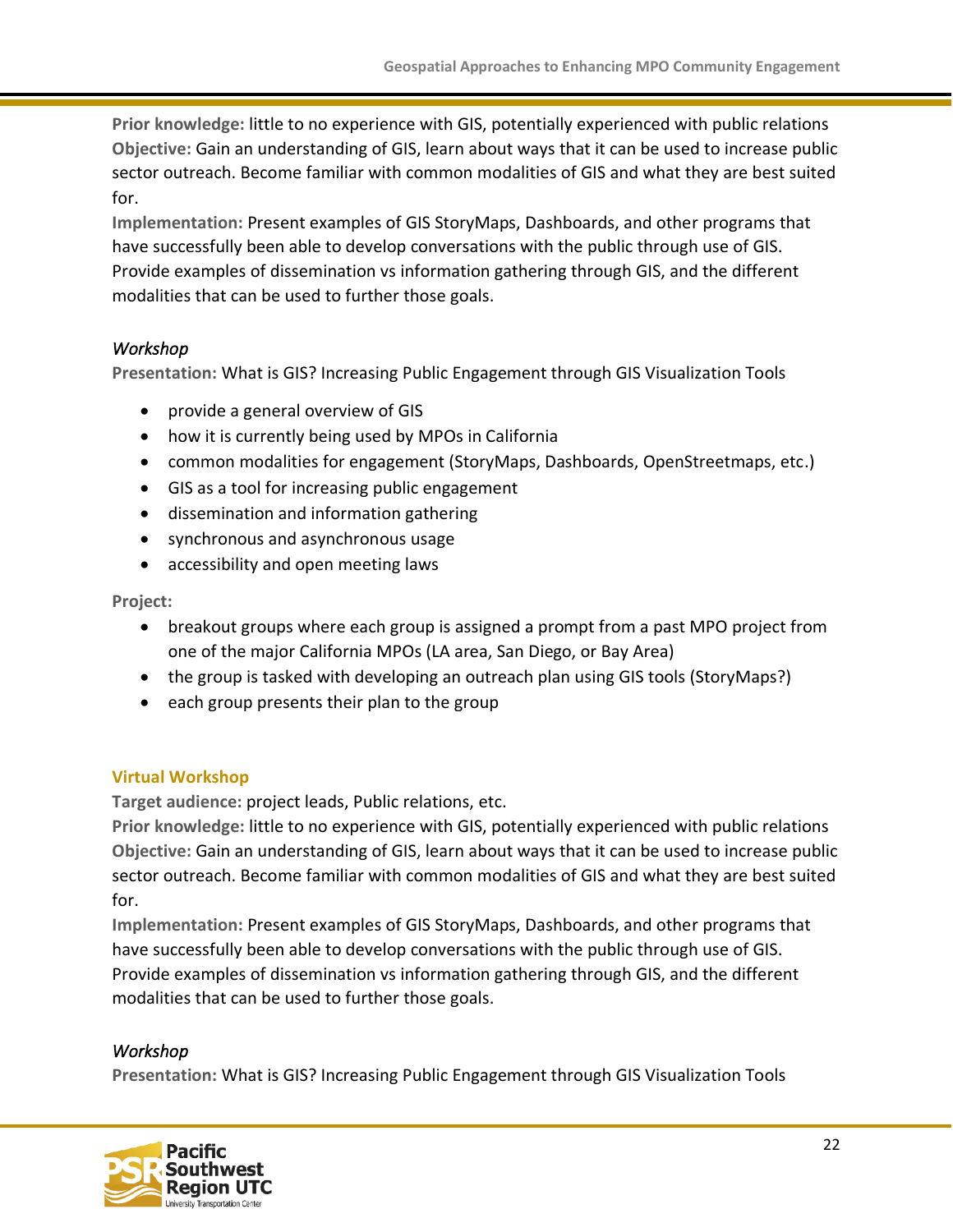**Prior knowledge:** little to no experience with GIS, potentially experienced with public relations
**Objective:** Gain an understanding of GIS, learn about ways that it can be used to increase public sector outreach. Become familiar with common modalities of GIS and what they are best suited for.
**Implementation:** Present examples of GIS StoryMaps, Dashboards, and other programs that have successfully been able to develop conversations with the public through use of GIS. Provide examples of dissemination vs information gathering through GIS, and the different modalities that can be used to further those goals.

*Workshop*
**Presentation:** What is GIS? Increasing Public Engagement through GIS Visualization Tools

- provide a general overview of GIS
- how it is currently being used by MPOs in California
- common modalities for engagement (StoryMaps, Dashboards, OpenStreetmaps, etc.)
- GIS as a tool for increasing public engagement
- dissemination and information gathering
- synchronous and asynchronous usage
- accessibility and open meeting laws

**Project:**

- breakout groups where each group is assigned a prompt from a past MPO project from one of the major California MPOs (LA area, San Diego, or Bay Area)
- the group is tasked with developing an outreach plan using GIS tools (StoryMaps?)
- each group presents their plan to the group

### Virtual Workshop

**Target audience:** project leads, Public relations, etc.
**Prior knowledge:** little to no experience with GIS, potentially experienced with public relations
**Objective:** Gain an understanding of GIS, learn about ways that it can be used to increase public sector outreach. Become familiar with common modalities of GIS and what they are best suited for.
**Implementation:** Present examples of GIS StoryMaps, Dashboards, and other programs that have successfully been able to develop conversations with the public through use of GIS. Provide examples of dissemination vs information gathering through GIS, and the different modalities that can be used to further those goals.

*Workshop*
**Presentation:** What is GIS? Increasing Public Engagement through GIS Visualization Tools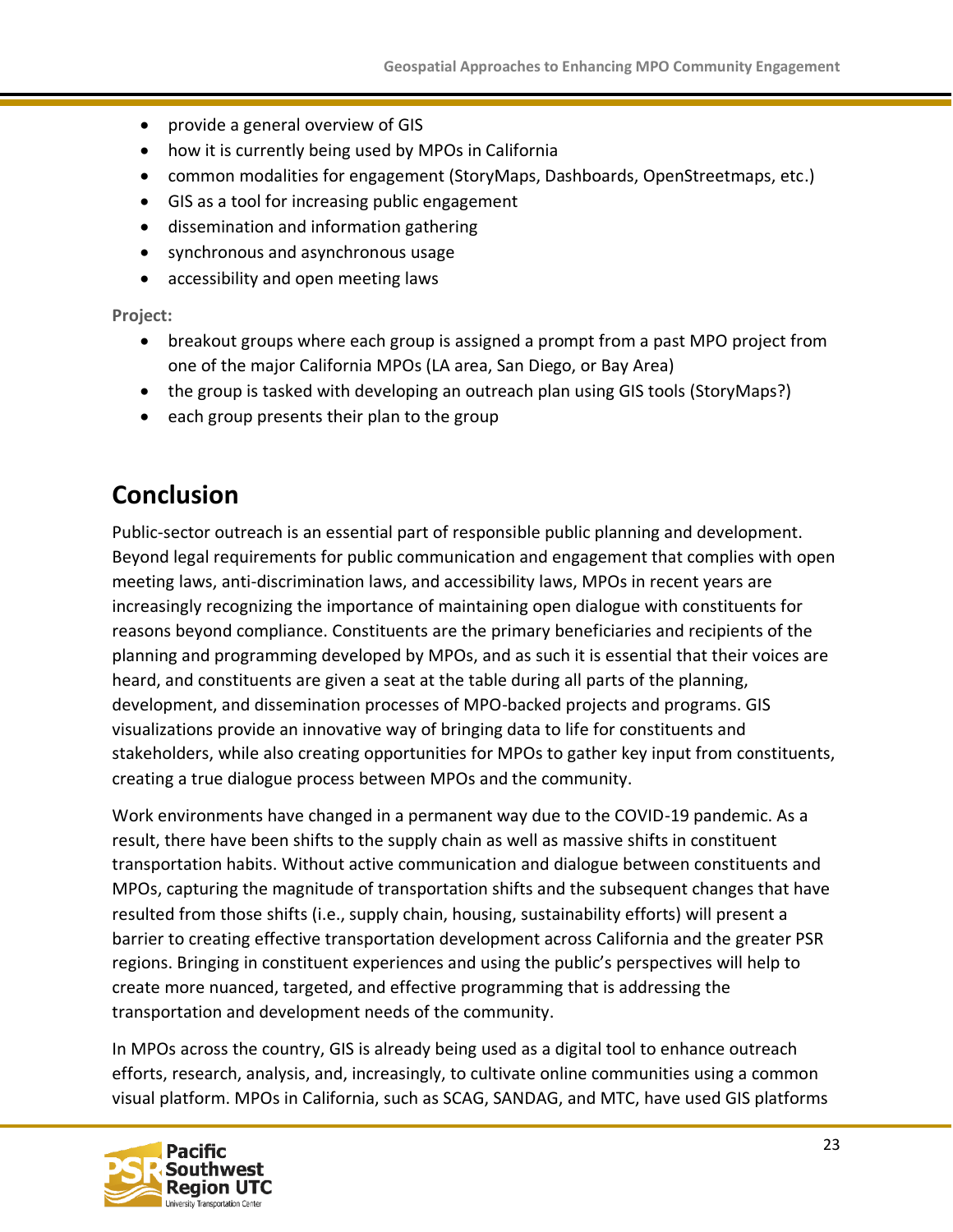- provide a general overview of GIS
- how it is currently being used by MPOs in California
- common modalities for engagement (StoryMaps, Dashboards, OpenStreetmaps, etc.)
- GIS as a tool for increasing public engagement
- dissemination and information gathering
- synchronous and asynchronous usage
- accessibility and open meeting laws

**Project:**

- breakout groups where each group is assigned a prompt from a past MPO project from one of the major California MPOs (LA area, San Diego, or Bay Area)
- the group is tasked with developing an outreach plan using GIS tools (StoryMaps?)
- each group presents their plan to the group

# Conclusion

Public-sector outreach is an essential part of responsible public planning and development. Beyond legal requirements for public communication and engagement that complies with open meeting laws, anti-discrimination laws, and accessibility laws, MPOs in recent years are increasingly recognizing the importance of maintaining open dialogue with constituents for reasons beyond compliance. Constituents are the primary beneficiaries and recipients of the planning and programming developed by MPOs, and as such it is essential that their voices are heard, and constituents are given a seat at the table during all parts of the planning, development, and dissemination processes of MPO-backed projects and programs. GIS visualizations provide an innovative way of bringing data to life for constituents and stakeholders, while also creating opportunities for MPOs to gather key input from constituents, creating a true dialogue process between MPOs and the community.

Work environments have changed in a permanent way due to the COVID-19 pandemic. As a result, there have been shifts to the supply chain as well as massive shifts in constituent transportation habits. Without active communication and dialogue between constituents and MPOs, capturing the magnitude of transportation shifts and the subsequent changes that have resulted from those shifts (i.e., supply chain, housing, sustainability efforts) will present a barrier to creating effective transportation development across California and the greater PSR regions. Bringing in constituent experiences and using the public's perspectives will help to create more nuanced, targeted, and effective programming that is addressing the transportation and development needs of the community.

In MPOs across the country, GIS is already being used as a digital tool to enhance outreach efforts, research, analysis, and, increasingly, to cultivate online communities using a common visual platform. MPOs in California, such as SCAG, SANDAG, and MTC, have used GIS platforms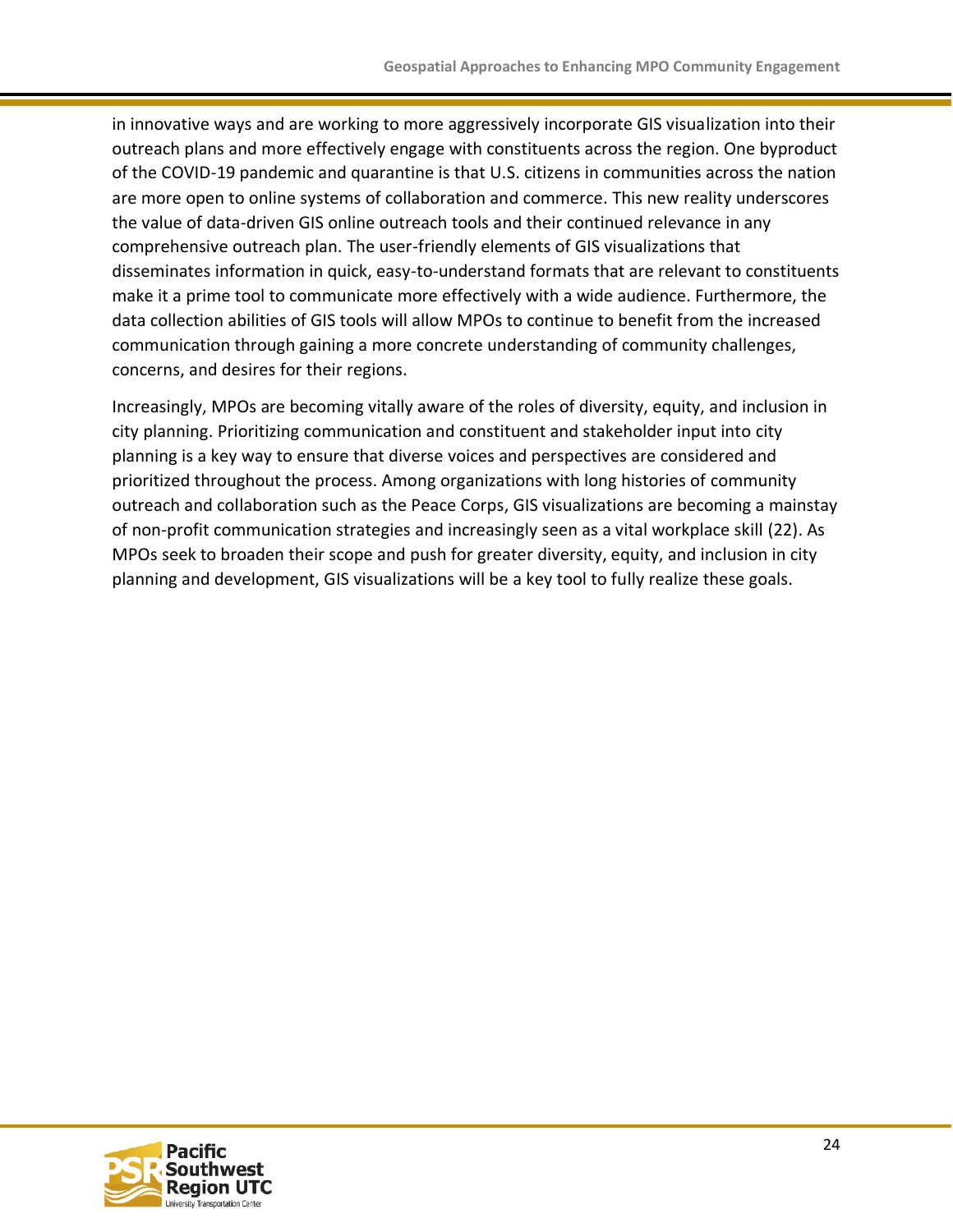in innovative ways and are working to more aggressively incorporate GIS visualization into their outreach plans and more effectively engage with constituents across the region. One byproduct of the COVID-19 pandemic and quarantine is that U.S. citizens in communities across the nation are more open to online systems of collaboration and commerce. This new reality underscores the value of data-driven GIS online outreach tools and their continued relevance in any comprehensive outreach plan. The user-friendly elements of GIS visualizations that disseminates information in quick, easy-to-understand formats that are relevant to constituents make it a prime tool to communicate more effectively with a wide audience. Furthermore, the data collection abilities of GIS tools will allow MPOs to continue to benefit from the increased communication through gaining a more concrete understanding of community challenges, concerns, and desires for their regions.

Increasingly, MPOs are becoming vitally aware of the roles of diversity, equity, and inclusion in city planning. Prioritizing communication and constituent and stakeholder input into city planning is a key way to ensure that diverse voices and perspectives are considered and prioritized throughout the process. Among organizations with long histories of community outreach and collaboration such as the Peace Corps, GIS visualizations are becoming a mainstay of non-profit communication strategies and increasingly seen as a vital workplace skill (22). As MPOs seek to broaden their scope and push for greater diversity, equity, and inclusion in city planning and development, GIS visualizations will be a key tool to fully realize these goals.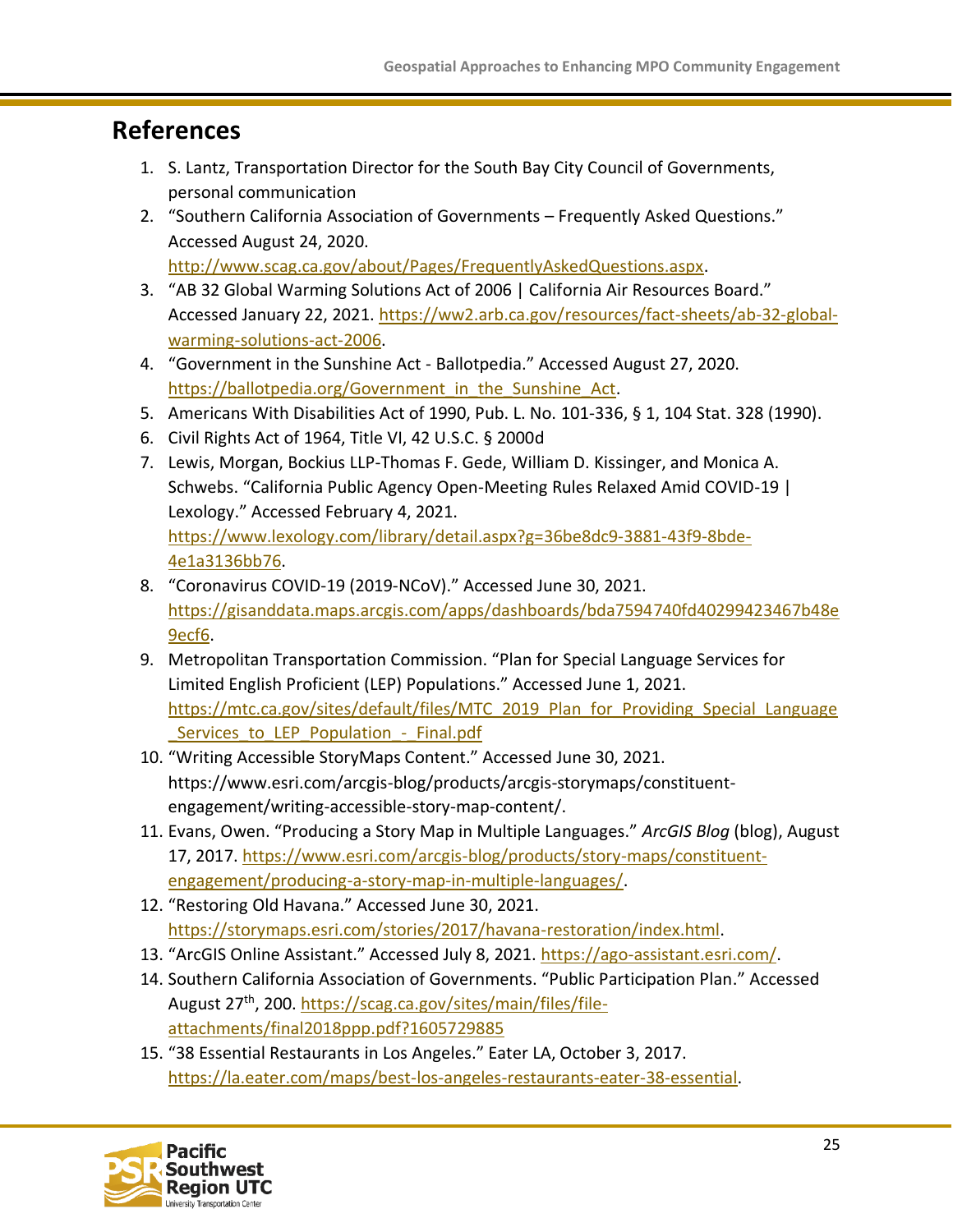## References

1. S. Lantz, Transportation Director for the South Bay City Council of Governments, personal communication
2. "Southern California Association of Governments – Frequently Asked Questions." Accessed August 24, 2020. http://www.scag.ca.gov/about/Pages/FrequentlyAskedQuestions.aspx.
3. "AB 32 Global Warming Solutions Act of 2006 | California Air Resources Board." Accessed January 22, 2021. https://ww2.arb.ca.gov/resources/fact-sheets/ab-32-global-warming-solutions-act-2006.
4. "Government in the Sunshine Act - Ballotpedia." Accessed August 27, 2020. https://ballotpedia.org/Government_in_the_Sunshine_Act.
5. Americans With Disabilities Act of 1990, Pub. L. No. 101-336, § 1, 104 Stat. 328 (1990).
6. Civil Rights Act of 1964, Title VI, 42 U.S.C. § 2000d
7. Lewis, Morgan, Bockius LLP-Thomas F. Gede, William D. Kissinger, and Monica A. Schwebs. "California Public Agency Open-Meeting Rules Relaxed Amid COVID-19 | Lexology." Accessed February 4, 2021. https://www.lexology.com/library/detail.aspx?g=36be8dc9-3881-43f9-8bde-4e1a3136bb76.
8. "Coronavirus COVID-19 (2019-NCoV)." Accessed June 30, 2021. https://gisanddata.maps.arcgis.com/apps/dashboards/bda7594740fd40299423467b48e9ecf6.
9. Metropolitan Transportation Commission. "Plan for Special Language Services for Limited English Proficient (LEP) Populations." Accessed June 1, 2021. https://mtc.ca.gov/sites/default/files/MTC_2019_Plan_for_Providing_Special_Language_Services_to_LEP_Population_-_Final.pdf
10. "Writing Accessible StoryMaps Content." Accessed June 30, 2021. https://www.esri.com/arcgis-blog/products/arcgis-storymaps/constituent-engagement/writing-accessible-story-map-content/.
11. Evans, Owen. "Producing a Story Map in Multiple Languages." *ArcGIS Blog* (blog), August 17, 2017. https://www.esri.com/arcgis-blog/products/story-maps/constituent-engagement/producing-a-story-map-in-multiple-languages/.
12. "Restoring Old Havana." Accessed June 30, 2021. https://storymaps.esri.com/stories/2017/havana-restoration/index.html.
13. "ArcGIS Online Assistant." Accessed July 8, 2021. https://ago-assistant.esri.com/.
14. Southern California Association of Governments. "Public Participation Plan." Accessed August 27th, 200. https://scag.ca.gov/sites/main/files/file-attachments/final2018ppp.pdf?1605729885
15. "38 Essential Restaurants in Los Angeles." Eater LA, October 3, 2017. https://la.eater.com/maps/best-los-angeles-restaurants-eater-38-essential.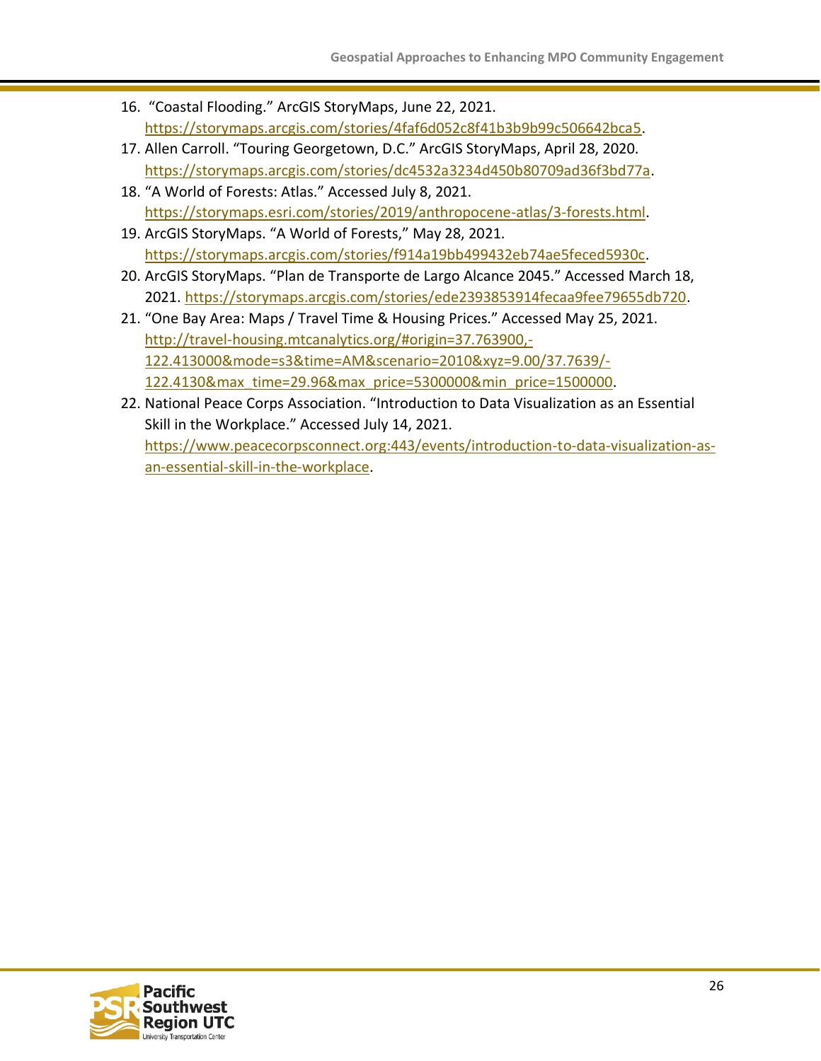16. "Coastal Flooding." ArcGIS StoryMaps, June 22, 2021. https://storymaps.arcgis.com/stories/4faf6d052c8f41b3b9b99c506642bca5.
17. Allen Carroll. "Touring Georgetown, D.C." ArcGIS StoryMaps, April 28, 2020. https://storymaps.arcgis.com/stories/dc4532a3234d450b80709ad36f3bd77a.
18. "A World of Forests: Atlas." Accessed July 8, 2021. https://storymaps.esri.com/stories/2019/anthropocene-atlas/3-forests.html.
19. ArcGIS StoryMaps. "A World of Forests," May 28, 2021. https://storymaps.arcgis.com/stories/f914a19bb499432eb74ae5feced5930c.
20. ArcGIS StoryMaps. "Plan de Transporte de Largo Alcance 2045." Accessed March 18, 2021. https://storymaps.arcgis.com/stories/ede2393853914fecaa9fee79655db720.
21. "One Bay Area: Maps / Travel Time & Housing Prices." Accessed May 25, 2021. http://travel-housing.mtcanalytics.org/#origin=37.763900,-122.413000&mode=s3&time=AM&scenario=2010&xyz=9.00/37.7639/-122.4130&max_time=29.96&max_price=5300000&min_price=1500000.
22. National Peace Corps Association. "Introduction to Data Visualization as an Essential Skill in the Workplace." Accessed July 14, 2021. https://www.peacecorpsconnect.org:443/events/introduction-to-data-visualization-as-an-essential-skill-in-the-workplace.